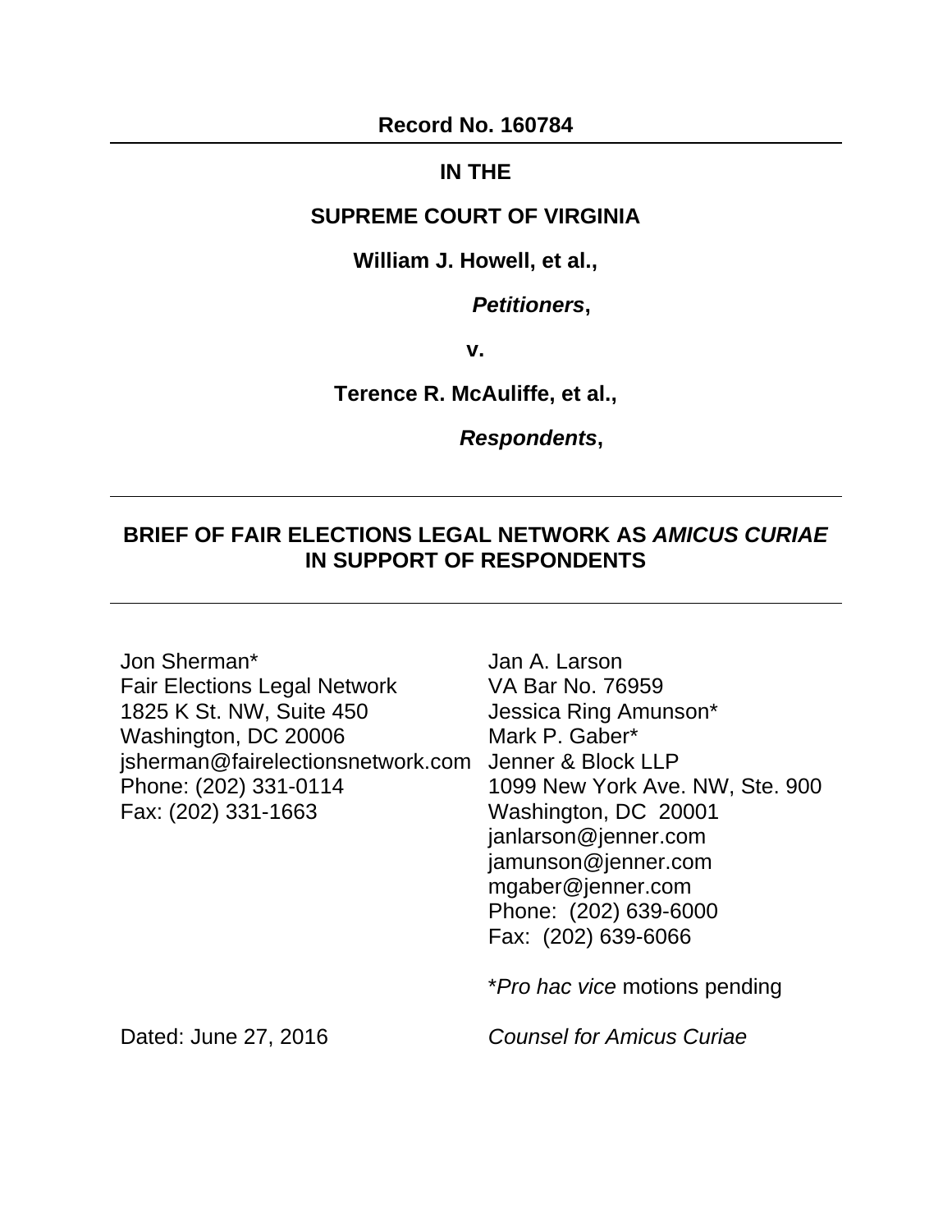**Record No. 160784**

---

**IN THE**

**SUPREME COURT OF VIRGINIA**

**William J. Howell, et al.,**

***Petitioners*,**

**v.**

**Terence R. McAuliffe, et al.,**

***Respondents*,**

---

**BRIEF OF FAIR ELECTIONS LEGAL NETWORK AS *AMICUS CURIAE* IN SUPPORT OF RESPONDENTS**

---

Jon Sherman*
Fair Elections Legal Network
1825 K St. NW, Suite 450
Washington, DC 20006
jsherman@fairelectionsnetwork.com
Phone: (202) 331-0114
Fax: (202) 331-1663

Jan A. Larson
VA Bar No. 76959
Jessica Ring Amunson*
Mark P. Gaber*
Jenner & Block LLP
1099 New York Ave. NW, Ste. 900
Washington, DC 20001
janlarson@jenner.com
jamunson@jenner.com
mgaber@jenner.com
Phone: (202) 639-6000
Fax: (202) 639-6066

**Pro hac vice* motions pending

Dated: June 27, 2016

*Counsel for Amicus Curiae*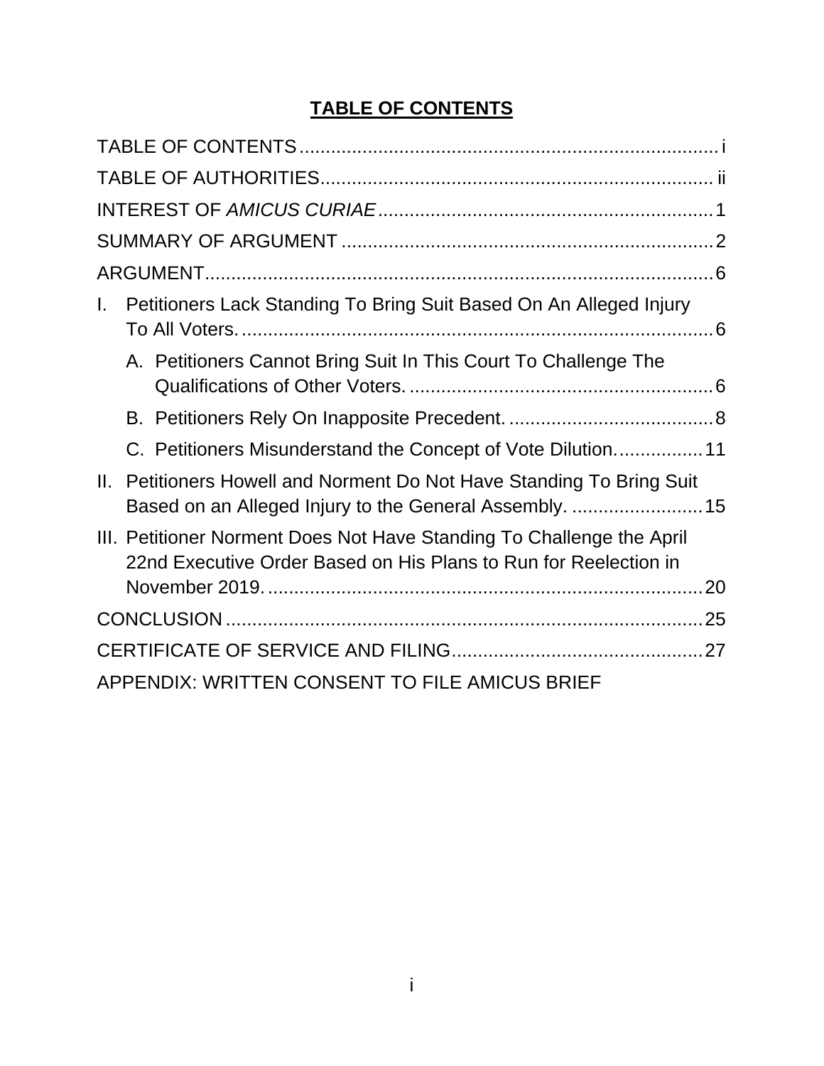# TABLE OF CONTENTS

TABLE OF CONTENTS ........................................................................ i

TABLE OF AUTHORITIES.................................................................. ii

INTEREST OF *AMICUS CURIAE* .......................................................... 1

SUMMARY OF ARGUMENT ............................................................... 2

ARGUMENT......................................................................................... 6

I. Petitioners Lack Standing To Bring Suit Based On An Alleged Injury To All Voters. ............................................................................. 6

   A. Petitioners Cannot Bring Suit In This Court To Challenge The Qualifications of Other Voters. ............................................... 6

   B. Petitioners Rely On Inapposite Precedent. .................................... 8

   C. Petitioners Misunderstand the Concept of Vote Dilution. ............... 11

II. Petitioners Howell and Norment Do Not Have Standing To Bring Suit Based on an Alleged Injury to the General Assembly. ......................... 15

III. Petitioner Norment Does Not Have Standing To Challenge the April 22nd Executive Order Based on His Plans to Run for Reelection in November 2019. ......................................................................... 20

CONCLUSION .................................................................................... 25

CERTIFICATE OF SERVICE AND FILING.............................................. 27

APPENDIX: WRITTEN CONSENT TO FILE AMICUS BRIEF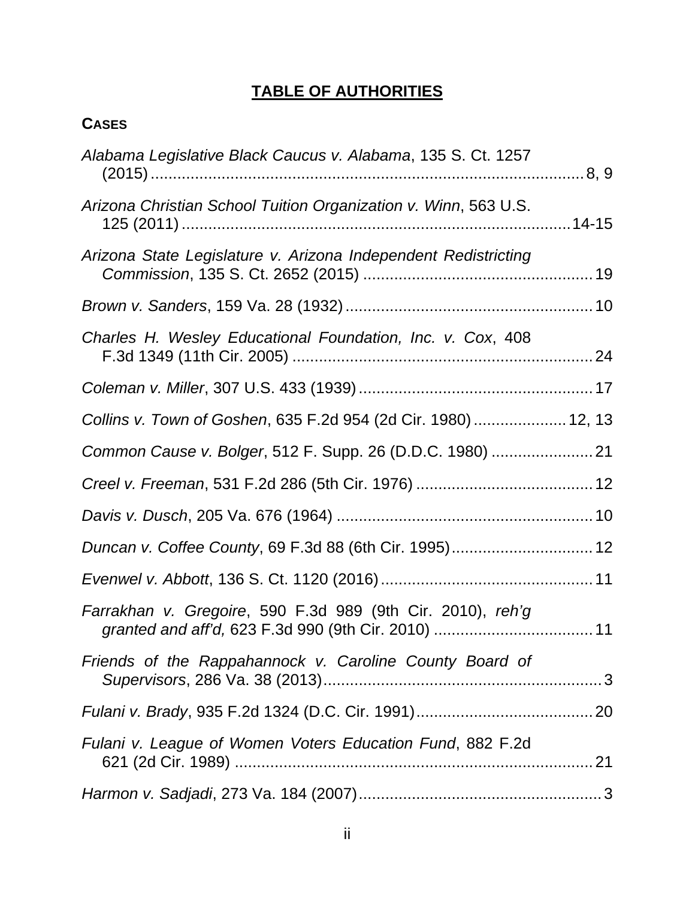## TABLE OF AUTHORITIES

### CASES

*Alabama Legislative Black Caucus v. Alabama*, 135 S. Ct. 1257 (2015) .......... 8, 9

*Arizona Christian School Tuition Organization v. Winn*, 563 U.S. 125 (2011) .......... 14-15

*Arizona State Legislature v. Arizona Independent Redistricting Commission*, 135 S. Ct. 2652 (2015) .......... 19

*Brown v. Sanders*, 159 Va. 28 (1932) .......... 10

*Charles H. Wesley Educational Foundation, Inc. v. Cox*, 408 F.3d 1349 (11th Cir. 2005) .......... 24

*Coleman v. Miller*, 307 U.S. 433 (1939) .......... 17

*Collins v. Town of Goshen*, 635 F.2d 954 (2d Cir. 1980) .......... 12, 13

*Common Cause v. Bolger*, 512 F. Supp. 26 (D.D.C. 1980) .......... 21

*Creel v. Freeman*, 531 F.2d 286 (5th Cir. 1976) .......... 12

*Davis v. Dusch*, 205 Va. 676 (1964) .......... 10

*Duncan v. Coffee County*, 69 F.3d 88 (6th Cir. 1995) .......... 12

*Evenwel v. Abbott*, 136 S. Ct. 1120 (2016) .......... 11

*Farrakhan v. Gregoire*, 590 F.3d 989 (9th Cir. 2010), *reh'g granted and aff'd,* 623 F.3d 990 (9th Cir. 2010) .......... 11

*Friends of the Rappahannock v. Caroline County Board of Supervisors*, 286 Va. 38 (2013) .......... 3

*Fulani v. Brady*, 935 F.2d 1324 (D.C. Cir. 1991) .......... 20

*Fulani v. League of Women Voters Education Fund*, 882 F.2d 621 (2d Cir. 1989) .......... 21

*Harmon v. Sadjadi*, 273 Va. 184 (2007) .......... 3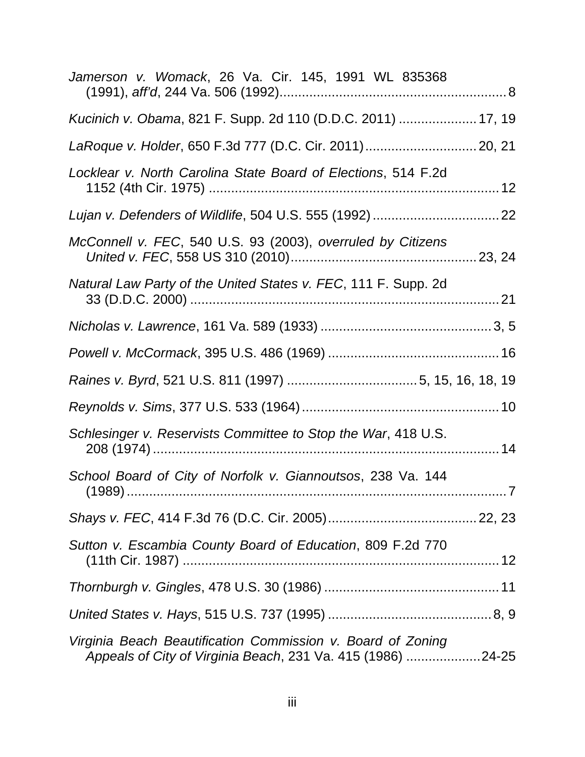*Jamerson v. Womack*, 26 Va. Cir. 145, 1991 WL 835368 (1991), *aff'd*, 244 Va. 506 (1992)............................................................8

*Kucinich v. Obama*, 821 F. Supp. 2d 110 (D.D.C. 2011) ....................17, 19

*LaRoque v. Holder*, 650 F.3d 777 (D.C. Cir. 2011).............................20, 21

*Locklear v. North Carolina State Board of Elections*, 514 F.2d 1152 (4th Cir. 1975) ..............................................................................12

*Lujan v. Defenders of Wildlife*, 504 U.S. 555 (1992).................................22

*McConnell v. FEC*, 540 U.S. 93 (2003), *overruled by Citizens United v. FEC*, 558 US 310 (2010)..................................................23, 24

*Natural Law Party of the United States v. FEC*, 111 F. Supp. 2d 33 (D.D.C. 2000) ....................................................................................21

*Nicholas v. Lawrence*, 161 Va. 589 (1933) ..............................................3, 5

*Powell v. McCormack*, 395 U.S. 486 (1969) .............................................16

*Raines v. Byrd*, 521 U.S. 811 (1997) ..................................5, 15, 16, 18, 19

*Reynolds v. Sims*, 377 U.S. 533 (1964).....................................................10

*Schlesinger v. Reservists Committee to Stop the War*, 418 U.S. 208 (1974)...............................................................................................14

*School Board of City of Norfolk v. Giannoutsos*, 238 Va. 144 (1989).........................................................................................................7

*Shays v. FEC*, 414 F.3d 76 (D.C. Cir. 2005)........................................22, 23

*Sutton v. Escambia County Board of Education*, 809 F.2d 770 (11th Cir. 1987) .......................................................................................12

*Thornburgh v. Gingles*, 478 U.S. 30 (1986) ...............................................11

*United States v. Hays*, 515 U.S. 737 (1995) ............................................8, 9

*Virginia Beach Beautification Commission v. Board of Zoning Appeals of City of Virginia Beach*, 231 Va. 415 (1986) ....................24-25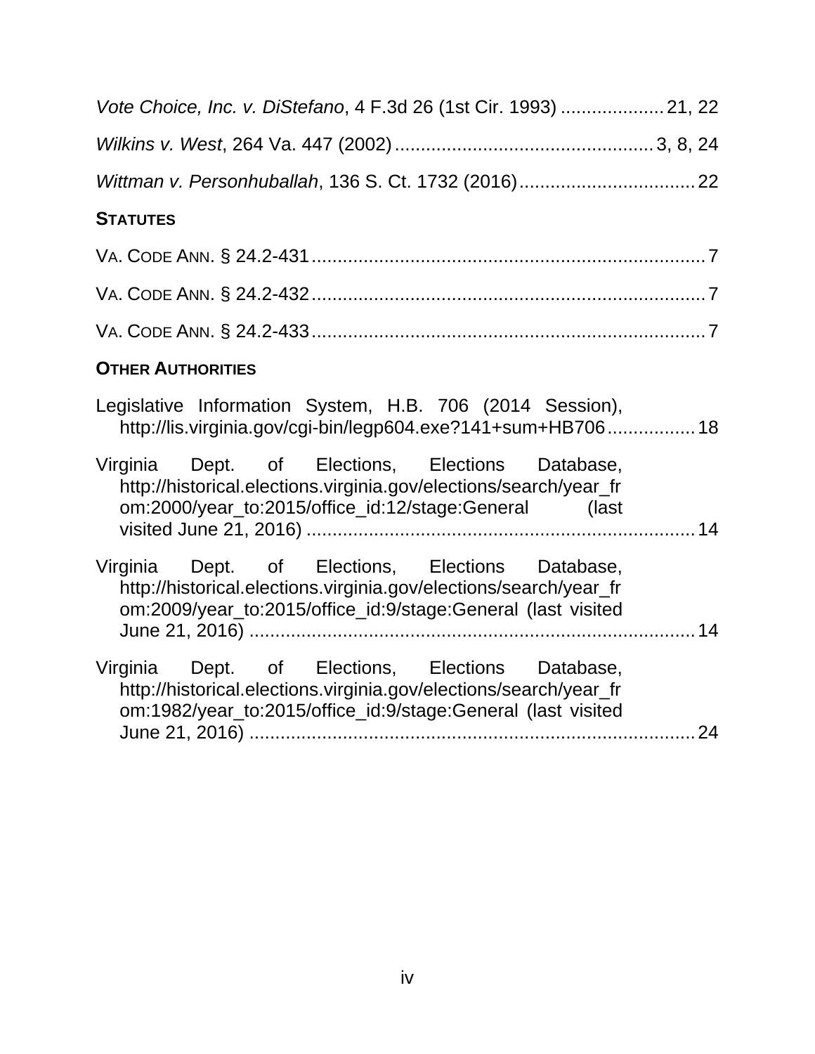*Vote Choice, Inc. v. DiStefano*, 4 F.3d 26 (1st Cir. 1993) .................... 21, 22

*Wilkins v. West*, 264 Va. 447 (2002) ................................................. 3, 8, 24

*Wittman v. Personhuballah*, 136 S. Ct. 1732 (2016) .................................. 22

**STATUTES**

VA. CODE ANN. § 24.2-431 ........................................................................... 7

VA. CODE ANN. § 24.2-432 ........................................................................... 7

VA. CODE ANN. § 24.2-433 ........................................................................... 7

**OTHER AUTHORITIES**

Legislative Information System, H.B. 706 (2014 Session), http://lis.virginia.gov/cgi-bin/legp604.exe?141+sum+HB706 ................. 18

Virginia Dept. of Elections, Elections Database, http://historical.elections.virginia.gov/elections/search/year_from:2000/year_to:2015/office_id:12/stage:General (last visited June 21, 2016) .......................................................................... 14

Virginia Dept. of Elections, Elections Database, http://historical.elections.virginia.gov/elections/search/year_from:2009/year_to:2015/office_id:9/stage:General (last visited June 21, 2016) ...................................................................................... 14

Virginia Dept. of Elections, Elections Database, http://historical.elections.virginia.gov/elections/search/year_from:1982/year_to:2015/office_id:9/stage:General (last visited June 21, 2016) ...................................................................................... 24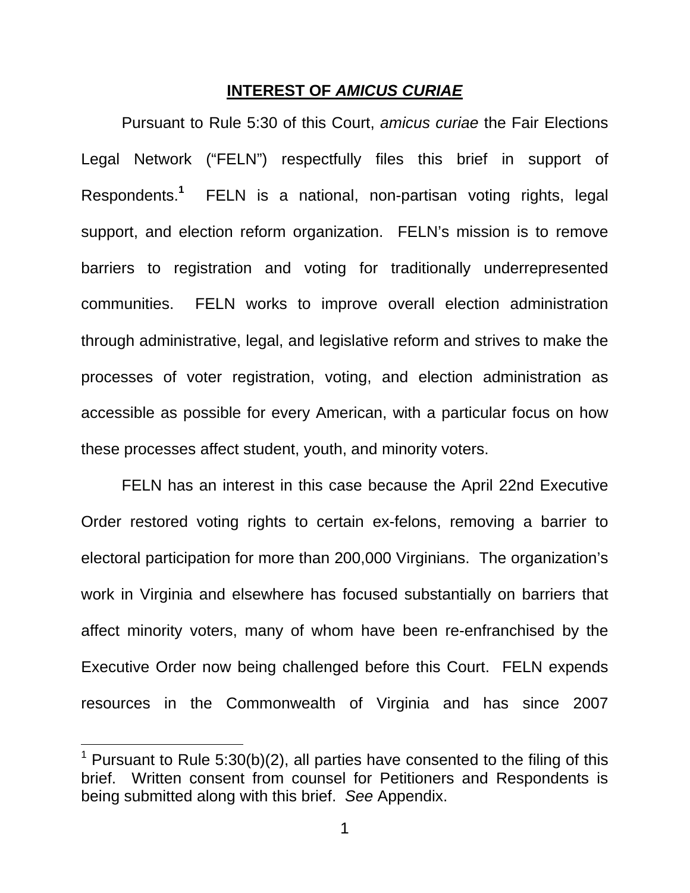## **INTEREST OF *AMICUS CURIAE***

Pursuant to Rule 5:30 of this Court, *amicus curiae* the Fair Elections Legal Network ("FELN") respectfully files this brief in support of Respondents.[1] FELN is a national, non-partisan voting rights, legal support, and election reform organization. FELN's mission is to remove barriers to registration and voting for traditionally underrepresented communities. FELN works to improve overall election administration through administrative, legal, and legislative reform and strives to make the processes of voter registration, voting, and election administration as accessible as possible for every American, with a particular focus on how these processes affect student, youth, and minority voters.

FELN has an interest in this case because the April 22nd Executive Order restored voting rights to certain ex-felons, removing a barrier to electoral participation for more than 200,000 Virginians. The organization's work in Virginia and elsewhere has focused substantially on barriers that affect minority voters, many of whom have been re-enfranchised by the Executive Order now being challenged before this Court. FELN expends resources in the Commonwealth of Virginia and has since 2007

---

[1] Pursuant to Rule 5:30(b)(2), all parties have consented to the filing of this brief. Written consent from counsel for Petitioners and Respondents is being submitted along with this brief. *See* Appendix.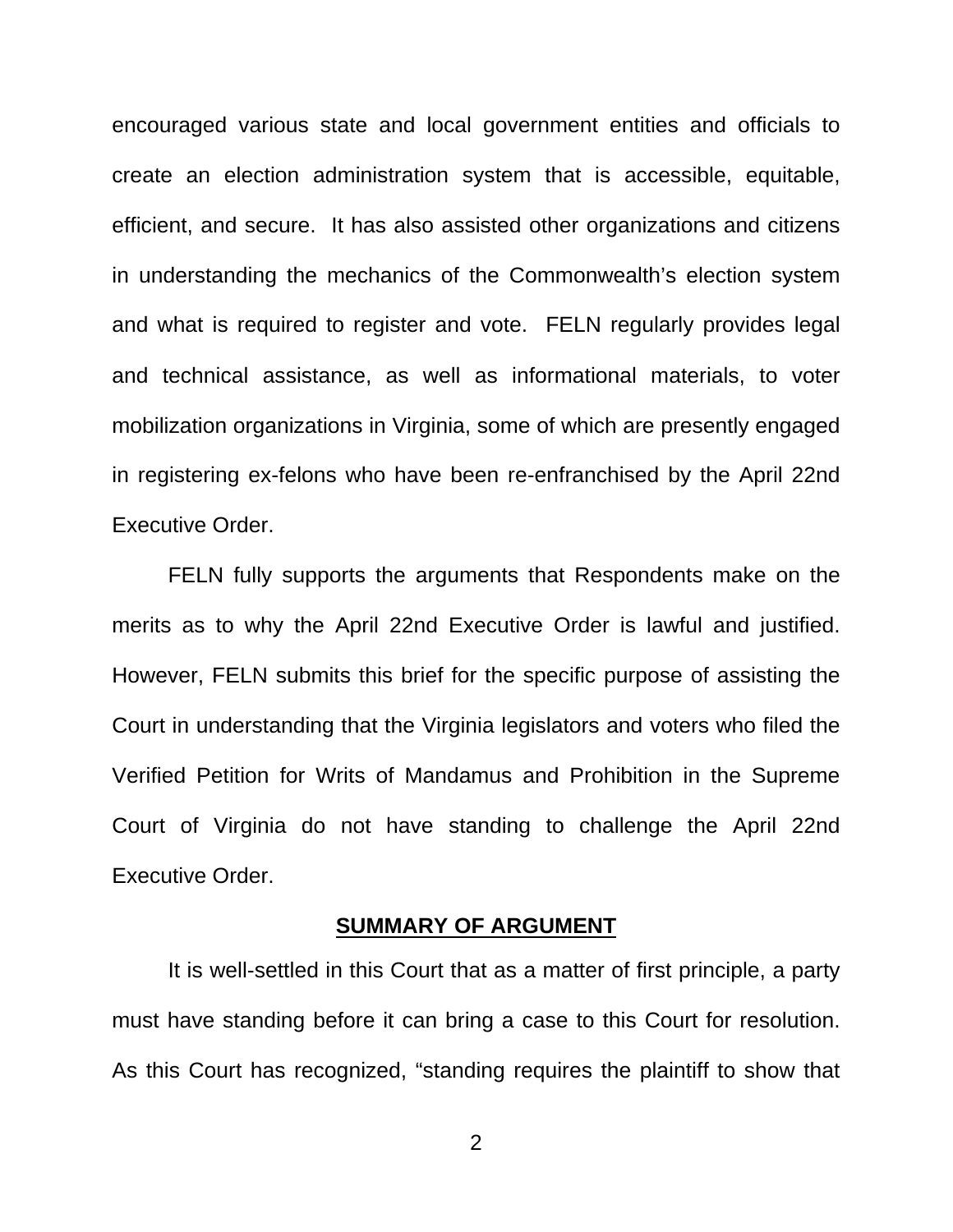encouraged various state and local government entities and officials to create an election administration system that is accessible, equitable, efficient, and secure. It has also assisted other organizations and citizens in understanding the mechanics of the Commonwealth's election system and what is required to register and vote. FELN regularly provides legal and technical assistance, as well as informational materials, to voter mobilization organizations in Virginia, some of which are presently engaged in registering ex-felons who have been re-enfranchised by the April 22nd Executive Order.

FELN fully supports the arguments that Respondents make on the merits as to why the April 22nd Executive Order is lawful and justified. However, FELN submits this brief for the specific purpose of assisting the Court in understanding that the Virginia legislators and voters who filed the Verified Petition for Writs of Mandamus and Prohibition in the Supreme Court of Virginia do not have standing to challenge the April 22nd Executive Order.

## SUMMARY OF ARGUMENT

It is well-settled in this Court that as a matter of first principle, a party must have standing before it can bring a case to this Court for resolution. As this Court has recognized, "standing requires the plaintiff to show that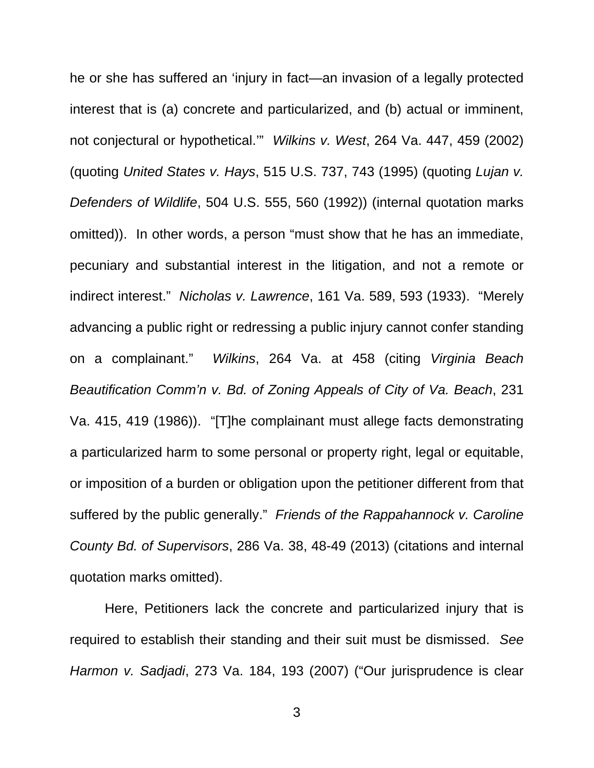he or she has suffered an 'injury in fact—an invasion of a legally protected interest that is (a) concrete and particularized, and (b) actual or imminent, not conjectural or hypothetical.'" *Wilkins v. West*, 264 Va. 447, 459 (2002) (quoting *United States v. Hays*, 515 U.S. 737, 743 (1995) (quoting *Lujan v. Defenders of Wildlife*, 504 U.S. 555, 560 (1992)) (internal quotation marks omitted)). In other words, a person "must show that he has an immediate, pecuniary and substantial interest in the litigation, and not a remote or indirect interest." *Nicholas v. Lawrence*, 161 Va. 589, 593 (1933). "Merely advancing a public right or redressing a public injury cannot confer standing on a complainant." *Wilkins*, 264 Va. at 458 (citing *Virginia Beach Beautification Comm'n v. Bd. of Zoning Appeals of City of Va. Beach*, 231 Va. 415, 419 (1986)). "[T]he complainant must allege facts demonstrating a particularized harm to some personal or property right, legal or equitable, or imposition of a burden or obligation upon the petitioner different from that suffered by the public generally." *Friends of the Rappahannock v. Caroline County Bd. of Supervisors*, 286 Va. 38, 48-49 (2013) (citations and internal quotation marks omitted).

Here, Petitioners lack the concrete and particularized injury that is required to establish their standing and their suit must be dismissed. *See Harmon v. Sadjadi*, 273 Va. 184, 193 (2007) ("Our jurisprudence is clear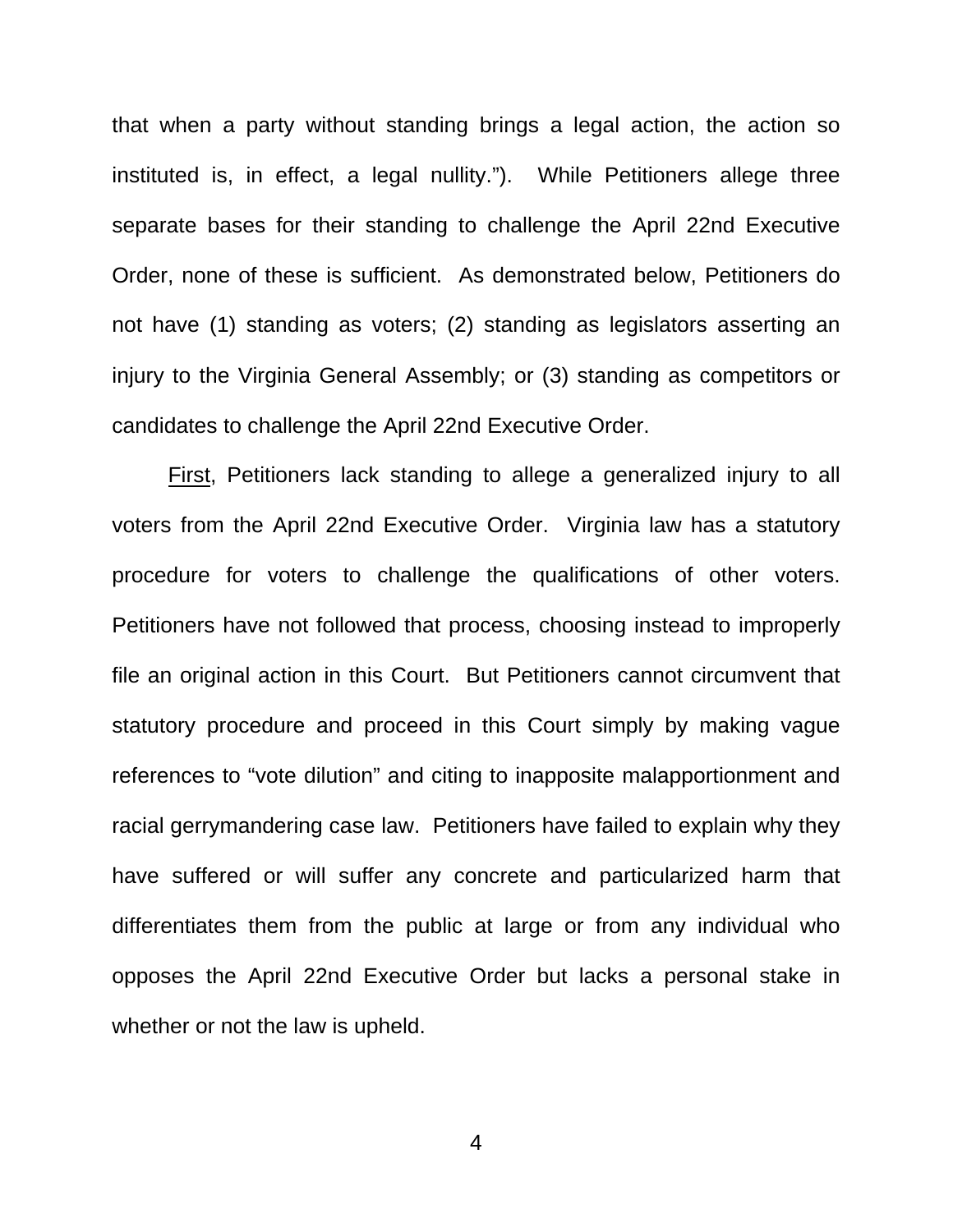that when a party without standing brings a legal action, the action so instituted is, in effect, a legal nullity."). While Petitioners allege three separate bases for their standing to challenge the April 22nd Executive Order, none of these is sufficient. As demonstrated below, Petitioners do not have (1) standing as voters; (2) standing as legislators asserting an injury to the Virginia General Assembly; or (3) standing as competitors or candidates to challenge the April 22nd Executive Order.

First, Petitioners lack standing to allege a generalized injury to all voters from the April 22nd Executive Order. Virginia law has a statutory procedure for voters to challenge the qualifications of other voters. Petitioners have not followed that process, choosing instead to improperly file an original action in this Court. But Petitioners cannot circumvent that statutory procedure and proceed in this Court simply by making vague references to "vote dilution" and citing to inapposite malapportionment and racial gerrymandering case law. Petitioners have failed to explain why they have suffered or will suffer any concrete and particularized harm that differentiates them from the public at large or from any individual who opposes the April 22nd Executive Order but lacks a personal stake in whether or not the law is upheld.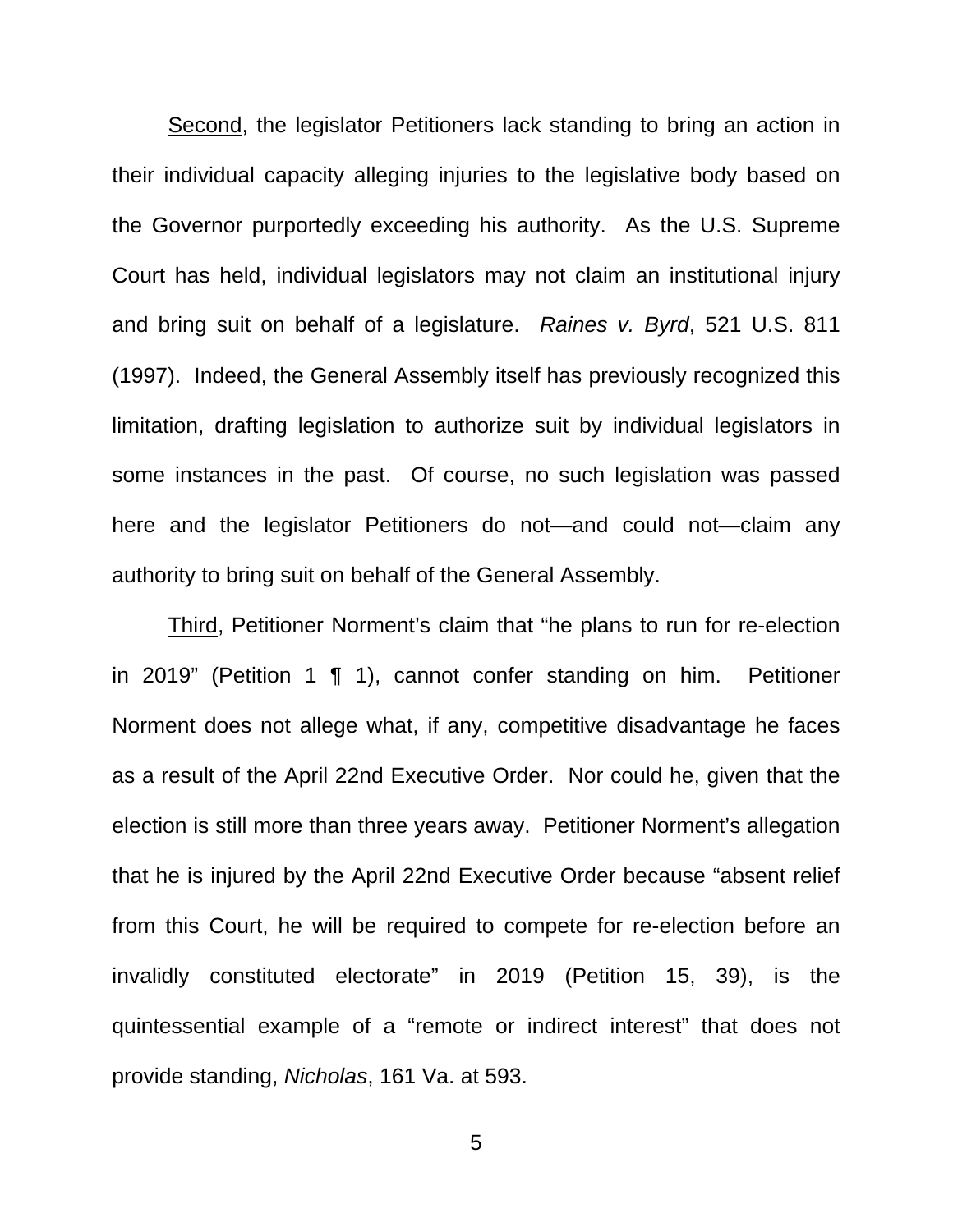<u>Second</u>, the legislator Petitioners lack standing to bring an action in their individual capacity alleging injuries to the legislative body based on the Governor purportedly exceeding his authority. As the U.S. Supreme Court has held, individual legislators may not claim an institutional injury and bring suit on behalf of a legislature. *Raines v. Byrd*, 521 U.S. 811 (1997). Indeed, the General Assembly itself has previously recognized this limitation, drafting legislation to authorize suit by individual legislators in some instances in the past. Of course, no such legislation was passed here and the legislator Petitioners do not—and could not—claim any authority to bring suit on behalf of the General Assembly.

<u>Third</u>, Petitioner Norment's claim that "he plans to run for re-election in 2019" (Petition 1 ¶ 1), cannot confer standing on him. Petitioner Norment does not allege what, if any, competitive disadvantage he faces as a result of the April 22nd Executive Order. Nor could he, given that the election is still more than three years away. Petitioner Norment's allegation that he is injured by the April 22nd Executive Order because "absent relief from this Court, he will be required to compete for re-election before an invalidly constituted electorate" in 2019 (Petition 15, 39), is the quintessential example of a "remote or indirect interest" that does not provide standing, *Nicholas*, 161 Va. at 593.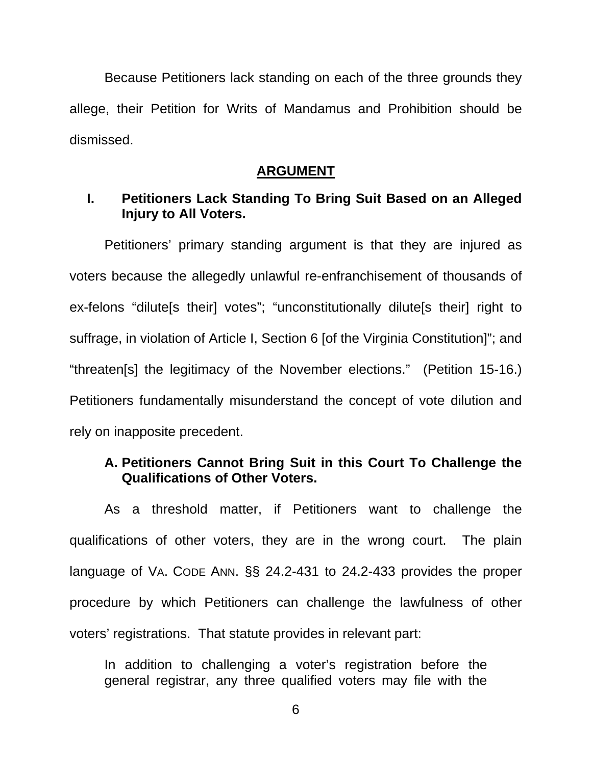Because Petitioners lack standing on each of the three grounds they allege, their Petition for Writs of Mandamus and Prohibition should be dismissed.

## ARGUMENT

### I. Petitioners Lack Standing To Bring Suit Based on an Alleged Injury to All Voters.

Petitioners' primary standing argument is that they are injured as voters because the allegedly unlawful re-enfranchisement of thousands of ex-felons "dilute[s their] votes"; "unconstitutionally dilute[s their] right to suffrage, in violation of Article I, Section 6 [of the Virginia Constitution]"; and "threaten[s] the legitimacy of the November elections." (Petition 15-16.) Petitioners fundamentally misunderstand the concept of vote dilution and rely on inapposite precedent.

#### A. Petitioners Cannot Bring Suit in this Court To Challenge the Qualifications of Other Voters.

As a threshold matter, if Petitioners want to challenge the qualifications of other voters, they are in the wrong court. The plain language of VA. CODE ANN. §§ 24.2-431 to 24.2-433 provides the proper procedure by which Petitioners can challenge the lawfulness of other voters' registrations. That statute provides in relevant part:

> In addition to challenging a voter's registration before the general registrar, any three qualified voters may file with the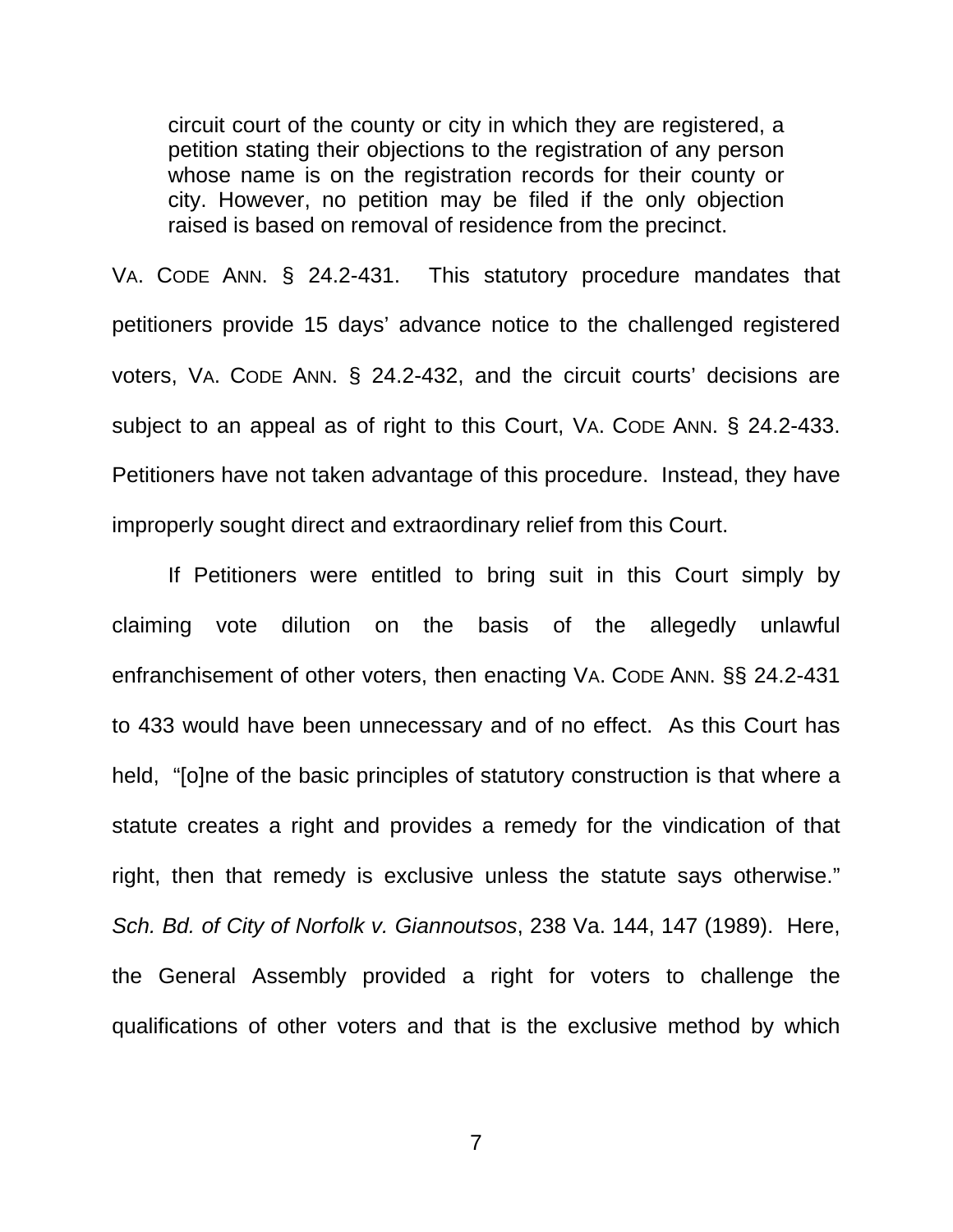> circuit court of the county or city in which they are registered, a petition stating their objections to the registration of any person whose name is on the registration records for their county or city. However, no petition may be filed if the only objection raised is based on removal of residence from the precinct.

VA. CODE ANN. § 24.2-431. This statutory procedure mandates that petitioners provide 15 days' advance notice to the challenged registered voters, VA. CODE ANN. § 24.2-432, and the circuit courts' decisions are subject to an appeal as of right to this Court, VA. CODE ANN. § 24.2-433. Petitioners have not taken advantage of this procedure. Instead, they have improperly sought direct and extraordinary relief from this Court.

If Petitioners were entitled to bring suit in this Court simply by claiming vote dilution on the basis of the allegedly unlawful enfranchisement of other voters, then enacting VA. CODE ANN. §§ 24.2-431 to 433 would have been unnecessary and of no effect. As this Court has held, "[o]ne of the basic principles of statutory construction is that where a statute creates a right and provides a remedy for the vindication of that right, then that remedy is exclusive unless the statute says otherwise." *Sch. Bd. of City of Norfolk v. Giannoutsos*, 238 Va. 144, 147 (1989). Here, the General Assembly provided a right for voters to challenge the qualifications of other voters and that is the exclusive method by which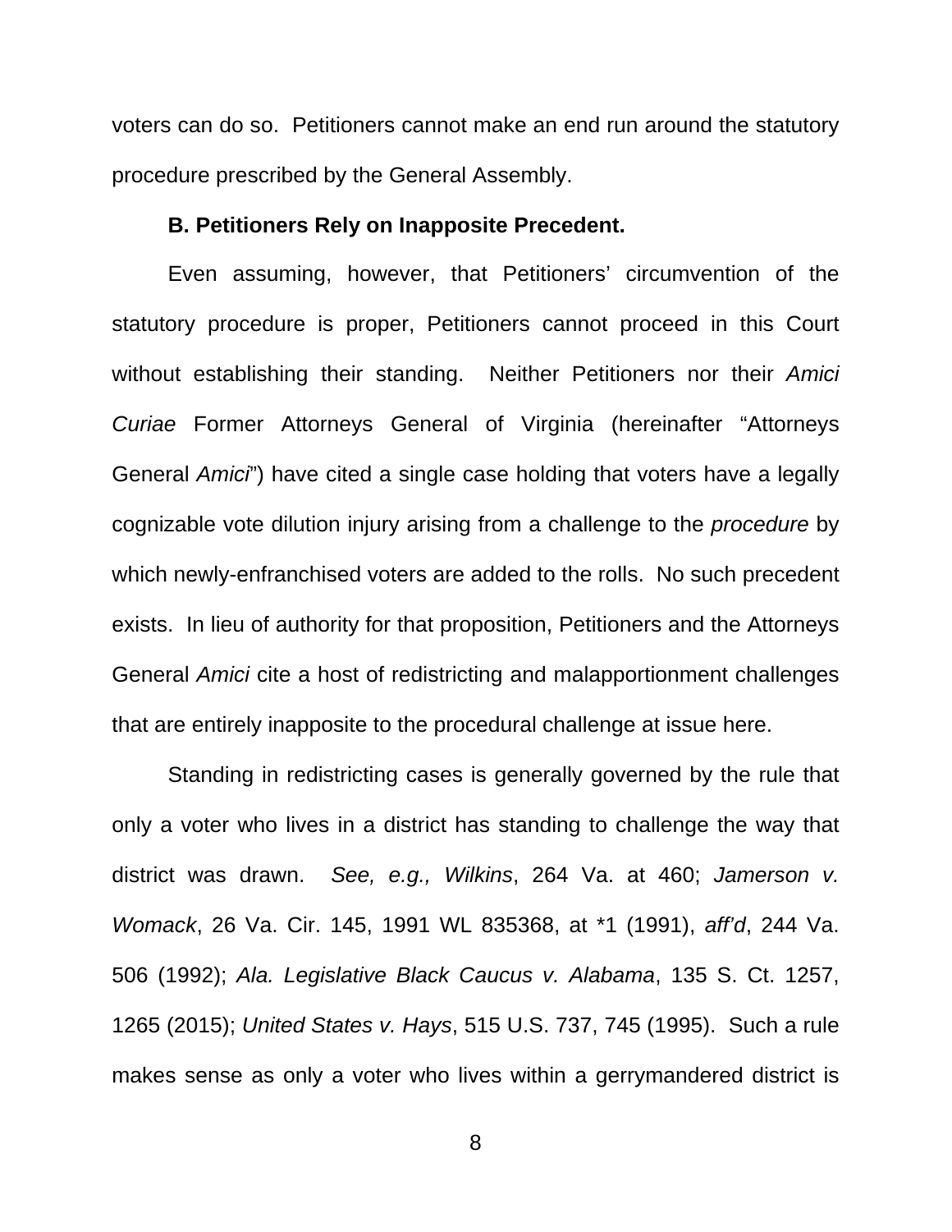voters can do so. Petitioners cannot make an end run around the statutory procedure prescribed by the General Assembly.

**B. Petitioners Rely on Inapposite Precedent.**

Even assuming, however, that Petitioners' circumvention of the statutory procedure is proper, Petitioners cannot proceed in this Court without establishing their standing. Neither Petitioners nor their *Amici Curiae* Former Attorneys General of Virginia (hereinafter "Attorneys General *Amici*") have cited a single case holding that voters have a legally cognizable vote dilution injury arising from a challenge to the *procedure* by which newly-enfranchised voters are added to the rolls. No such precedent exists. In lieu of authority for that proposition, Petitioners and the Attorneys General *Amici* cite a host of redistricting and malapportionment challenges that are entirely inapposite to the procedural challenge at issue here.

Standing in redistricting cases is generally governed by the rule that only a voter who lives in a district has standing to challenge the way that district was drawn. *See, e.g., Wilkins*, 264 Va. at 460; *Jamerson v. Womack*, 26 Va. Cir. 145, 1991 WL 835368, at *1 (1991), *aff'd*, 244 Va. 506 (1992); *Ala. Legislative Black Caucus v. Alabama*, 135 S. Ct. 1257, 1265 (2015); *United States v. Hays*, 515 U.S. 737, 745 (1995). Such a rule makes sense as only a voter who lives within a gerrymandered district is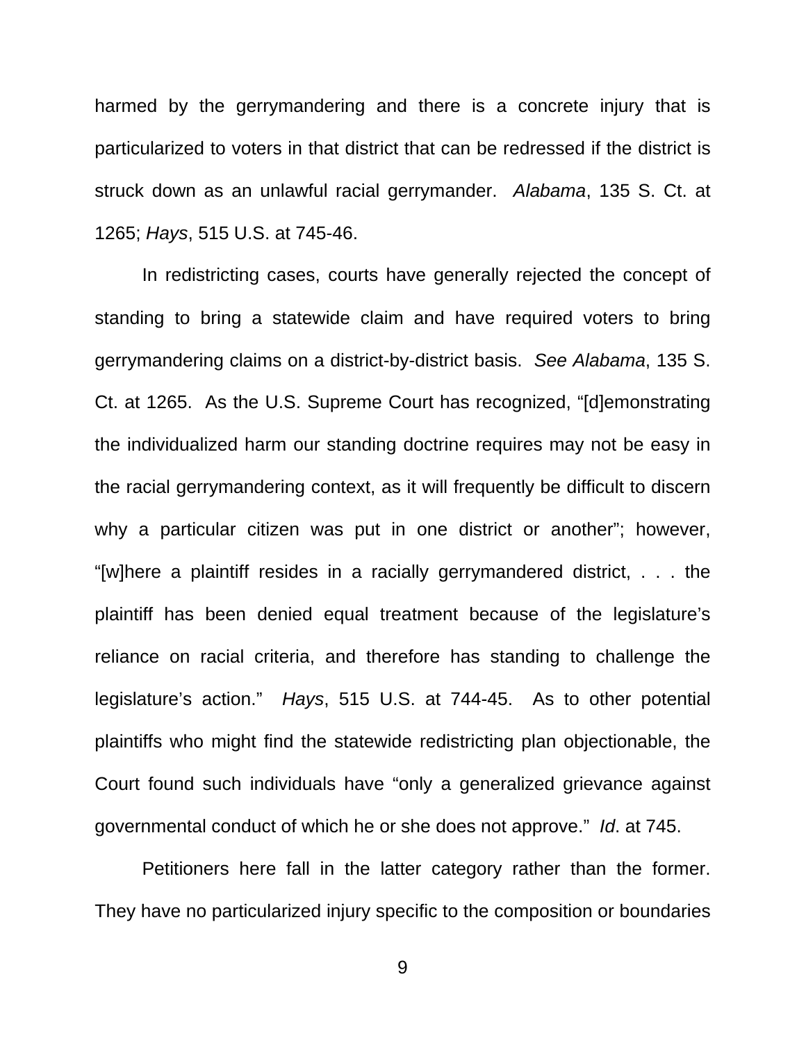harmed by the gerrymandering and there is a concrete injury that is particularized to voters in that district that can be redressed if the district is struck down as an unlawful racial gerrymander. *Alabama*, 135 S. Ct. at 1265; *Hays*, 515 U.S. at 745-46.

In redistricting cases, courts have generally rejected the concept of standing to bring a statewide claim and have required voters to bring gerrymandering claims on a district-by-district basis. *See Alabama*, 135 S. Ct. at 1265. As the U.S. Supreme Court has recognized, "[d]emonstrating the individualized harm our standing doctrine requires may not be easy in the racial gerrymandering context, as it will frequently be difficult to discern why a particular citizen was put in one district or another"; however, "[w]here a plaintiff resides in a racially gerrymandered district, . . . the plaintiff has been denied equal treatment because of the legislature's reliance on racial criteria, and therefore has standing to challenge the legislature's action." *Hays*, 515 U.S. at 744-45. As to other potential plaintiffs who might find the statewide redistricting plan objectionable, the Court found such individuals have "only a generalized grievance against governmental conduct of which he or she does not approve." *Id*. at 745.

Petitioners here fall in the latter category rather than the former. They have no particularized injury specific to the composition or boundaries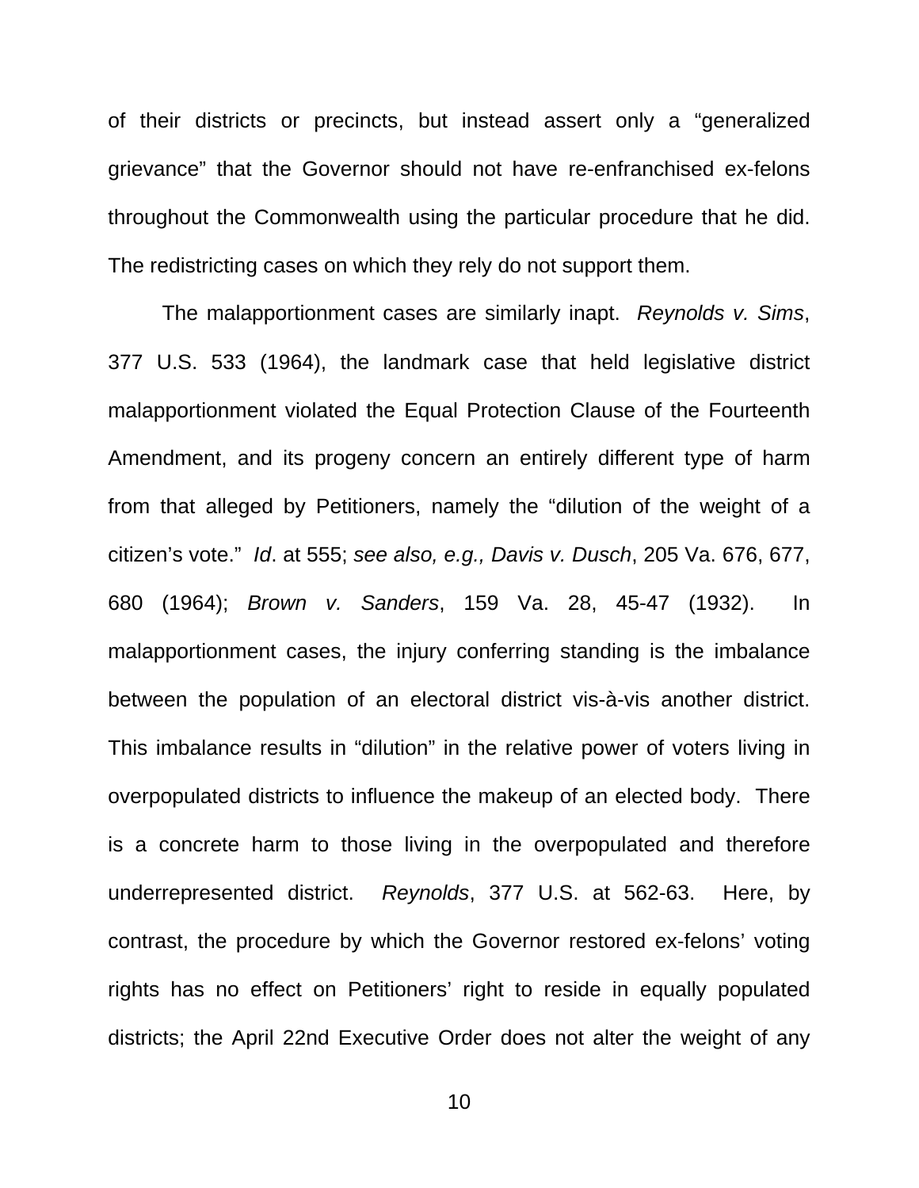of their districts or precincts, but instead assert only a "generalized grievance" that the Governor should not have re-enfranchised ex-felons throughout the Commonwealth using the particular procedure that he did. The redistricting cases on which they rely do not support them.

The malapportionment cases are similarly inapt. *Reynolds v. Sims*, 377 U.S. 533 (1964), the landmark case that held legislative district malapportionment violated the Equal Protection Clause of the Fourteenth Amendment, and its progeny concern an entirely different type of harm from that alleged by Petitioners, namely the "dilution of the weight of a citizen's vote." *Id*. at 555; *see also, e.g., Davis v. Dusch*, 205 Va. 676, 677, 680 (1964); *Brown v. Sanders*, 159 Va. 28, 45-47 (1932). In malapportionment cases, the injury conferring standing is the imbalance between the population of an electoral district vis-à-vis another district. This imbalance results in "dilution" in the relative power of voters living in overpopulated districts to influence the makeup of an elected body. There is a concrete harm to those living in the overpopulated and therefore underrepresented district. *Reynolds*, 377 U.S. at 562-63. Here, by contrast, the procedure by which the Governor restored ex-felons' voting rights has no effect on Petitioners' right to reside in equally populated districts; the April 22nd Executive Order does not alter the weight of any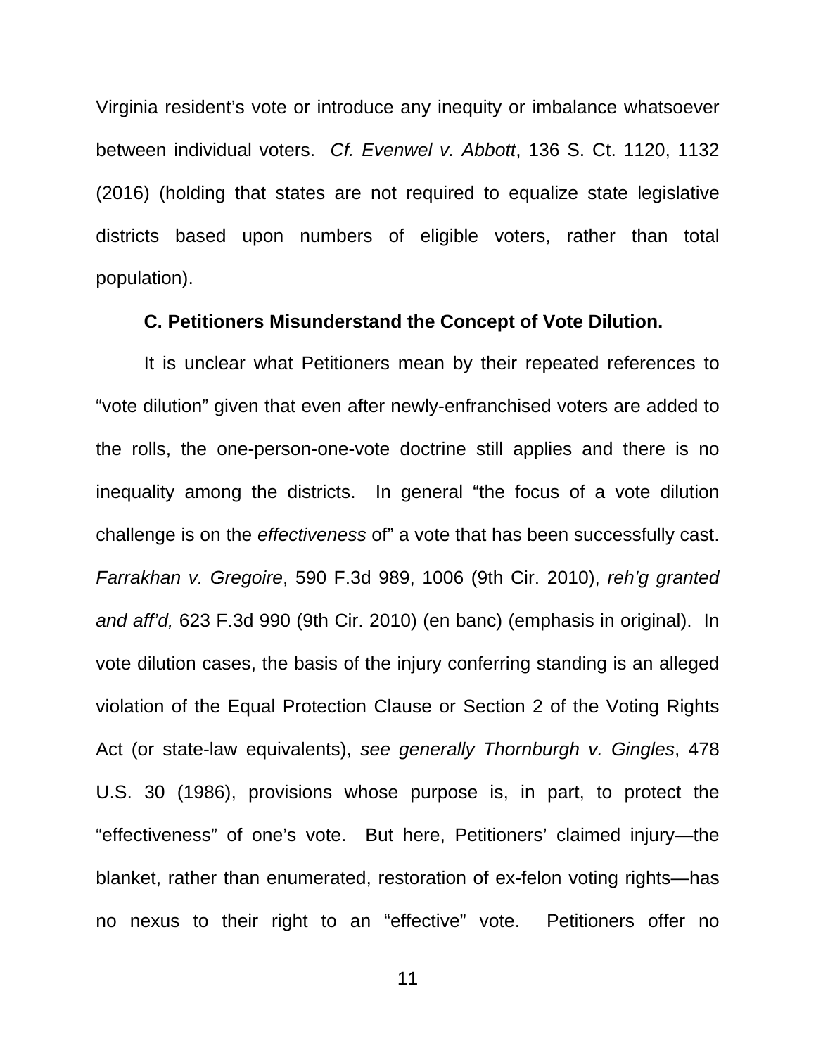Virginia resident's vote or introduce any inequity or imbalance whatsoever between individual voters. *Cf. Evenwel v. Abbott*, 136 S. Ct. 1120, 1132 (2016) (holding that states are not required to equalize state legislative districts based upon numbers of eligible voters, rather than total population).

**C. Petitioners Misunderstand the Concept of Vote Dilution.**

It is unclear what Petitioners mean by their repeated references to "vote dilution" given that even after newly-enfranchised voters are added to the rolls, the one-person-one-vote doctrine still applies and there is no inequality among the districts. In general "the focus of a vote dilution challenge is on the *effectiveness* of" a vote that has been successfully cast. *Farrakhan v. Gregoire*, 590 F.3d 989, 1006 (9th Cir. 2010), *reh'g granted and aff'd,* 623 F.3d 990 (9th Cir. 2010) (en banc) (emphasis in original). In vote dilution cases, the basis of the injury conferring standing is an alleged violation of the Equal Protection Clause or Section 2 of the Voting Rights Act (or state-law equivalents), *see generally Thornburgh v. Gingles*, 478 U.S. 30 (1986), provisions whose purpose is, in part, to protect the "effectiveness" of one's vote. But here, Petitioners' claimed injury—the blanket, rather than enumerated, restoration of ex-felon voting rights—has no nexus to their right to an "effective" vote. Petitioners offer no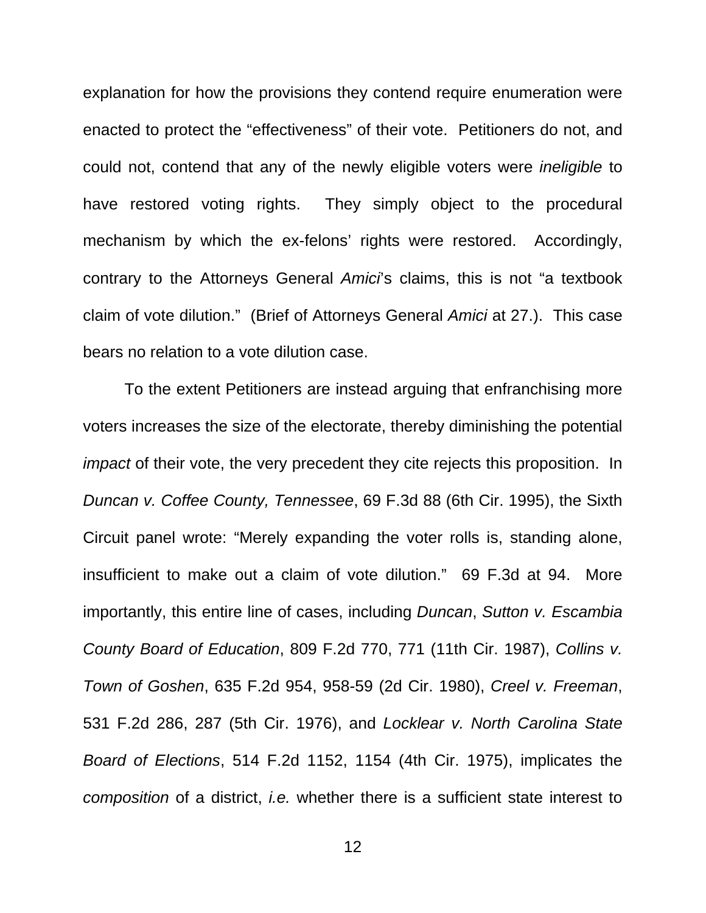explanation for how the provisions they contend require enumeration were enacted to protect the "effectiveness" of their vote. Petitioners do not, and could not, contend that any of the newly eligible voters were *ineligible* to have restored voting rights. They simply object to the procedural mechanism by which the ex-felons' rights were restored. Accordingly, contrary to the Attorneys General *Amici*'s claims, this is not "a textbook claim of vote dilution." (Brief of Attorneys General *Amici* at 27.). This case bears no relation to a vote dilution case.

To the extent Petitioners are instead arguing that enfranchising more voters increases the size of the electorate, thereby diminishing the potential *impact* of their vote, the very precedent they cite rejects this proposition. In *Duncan v. Coffee County, Tennessee*, 69 F.3d 88 (6th Cir. 1995), the Sixth Circuit panel wrote: "Merely expanding the voter rolls is, standing alone, insufficient to make out a claim of vote dilution." 69 F.3d at 94. More importantly, this entire line of cases, including *Duncan*, *Sutton v. Escambia County Board of Education*, 809 F.2d 770, 771 (11th Cir. 1987), *Collins v. Town of Goshen*, 635 F.2d 954, 958-59 (2d Cir. 1980), *Creel v. Freeman*, 531 F.2d 286, 287 (5th Cir. 1976), and *Locklear v. North Carolina State Board of Elections*, 514 F.2d 1152, 1154 (4th Cir. 1975), implicates the *composition* of a district, *i.e.* whether there is a sufficient state interest to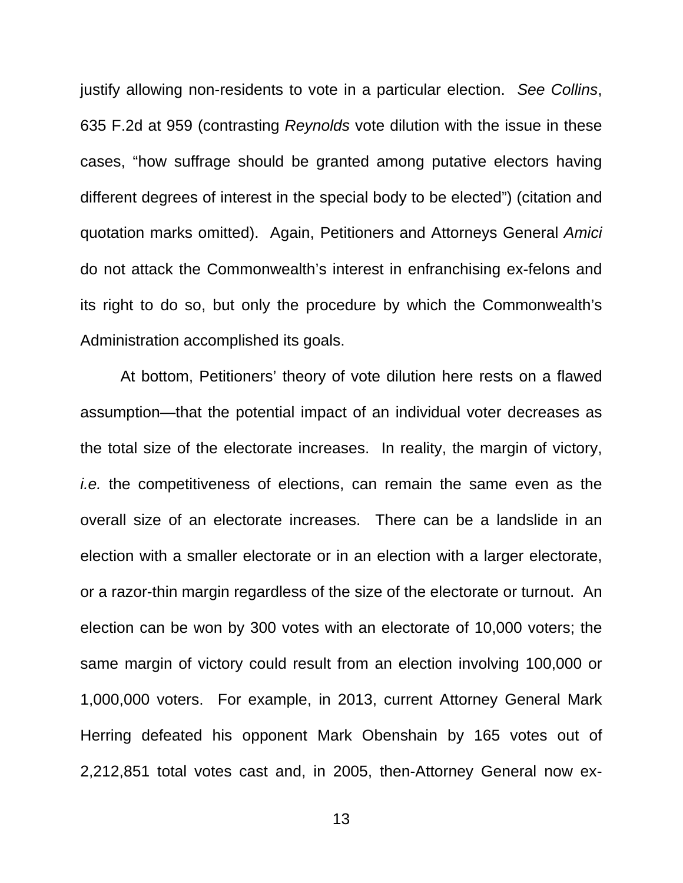justify allowing non-residents to vote in a particular election. *See Collins*, 635 F.2d at 959 (contrasting *Reynolds* vote dilution with the issue in these cases, "how suffrage should be granted among putative electors having different degrees of interest in the special body to be elected") (citation and quotation marks omitted). Again, Petitioners and Attorneys General *Amici* do not attack the Commonwealth's interest in enfranchising ex-felons and its right to do so, but only the procedure by which the Commonwealth's Administration accomplished its goals.

At bottom, Petitioners' theory of vote dilution here rests on a flawed assumption—that the potential impact of an individual voter decreases as the total size of the electorate increases. In reality, the margin of victory, *i.e.* the competitiveness of elections, can remain the same even as the overall size of an electorate increases. There can be a landslide in an election with a smaller electorate or in an election with a larger electorate, or a razor-thin margin regardless of the size of the electorate or turnout. An election can be won by 300 votes with an electorate of 10,000 voters; the same margin of victory could result from an election involving 100,000 or 1,000,000 voters. For example, in 2013, current Attorney General Mark Herring defeated his opponent Mark Obenshain by 165 votes out of 2,212,851 total votes cast and, in 2005, then-Attorney General now ex-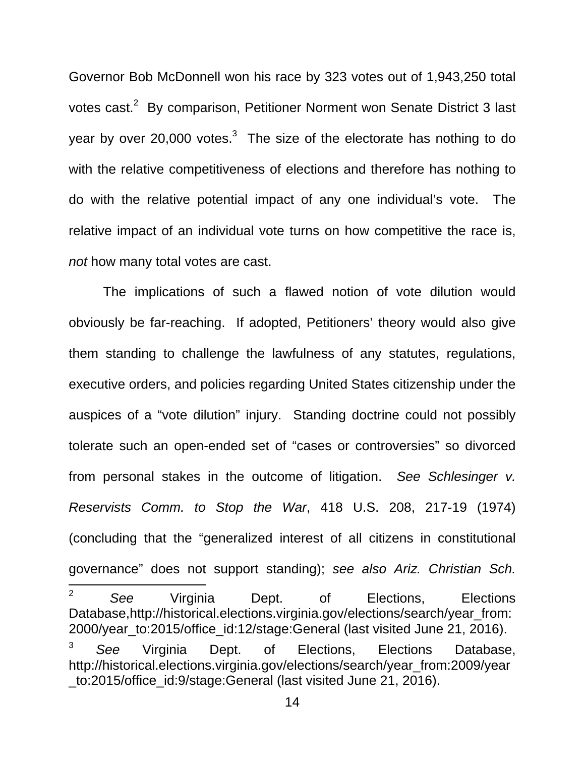Governor Bob McDonnell won his race by 323 votes out of 1,943,250 total votes cast.[2] By comparison, Petitioner Norment won Senate District 3 last year by over 20,000 votes.[3] The size of the electorate has nothing to do with the relative competitiveness of elections and therefore has nothing to do with the relative potential impact of any one individual's vote. The relative impact of an individual vote turns on how competitive the race is, *not* how many total votes are cast.

The implications of such a flawed notion of vote dilution would obviously be far-reaching. If adopted, Petitioners' theory would also give them standing to challenge the lawfulness of any statutes, regulations, executive orders, and policies regarding United States citizenship under the auspices of a "vote dilution" injury. Standing doctrine could not possibly tolerate such an open-ended set of "cases or controversies" so divorced from personal stakes in the outcome of litigation. *See Schlesinger v. Reservists Comm. to Stop the War*, 418 U.S. 208, 217-19 (1974) (concluding that the "generalized interest of all citizens in constitutional governance" does not support standing); *see also Ariz. Christian Sch.*

---

[2] *See* Virginia Dept. of Elections, Elections Database,http://historical.elections.virginia.gov/elections/search/year_from:2000/year_to:2015/office_id:12/stage:General (last visited June 21, 2016).

[3] *See* Virginia Dept. of Elections, Elections Database, http://historical.elections.virginia.gov/elections/search/year_from:2009/year_to:2015/office_id:9/stage:General (last visited June 21, 2016).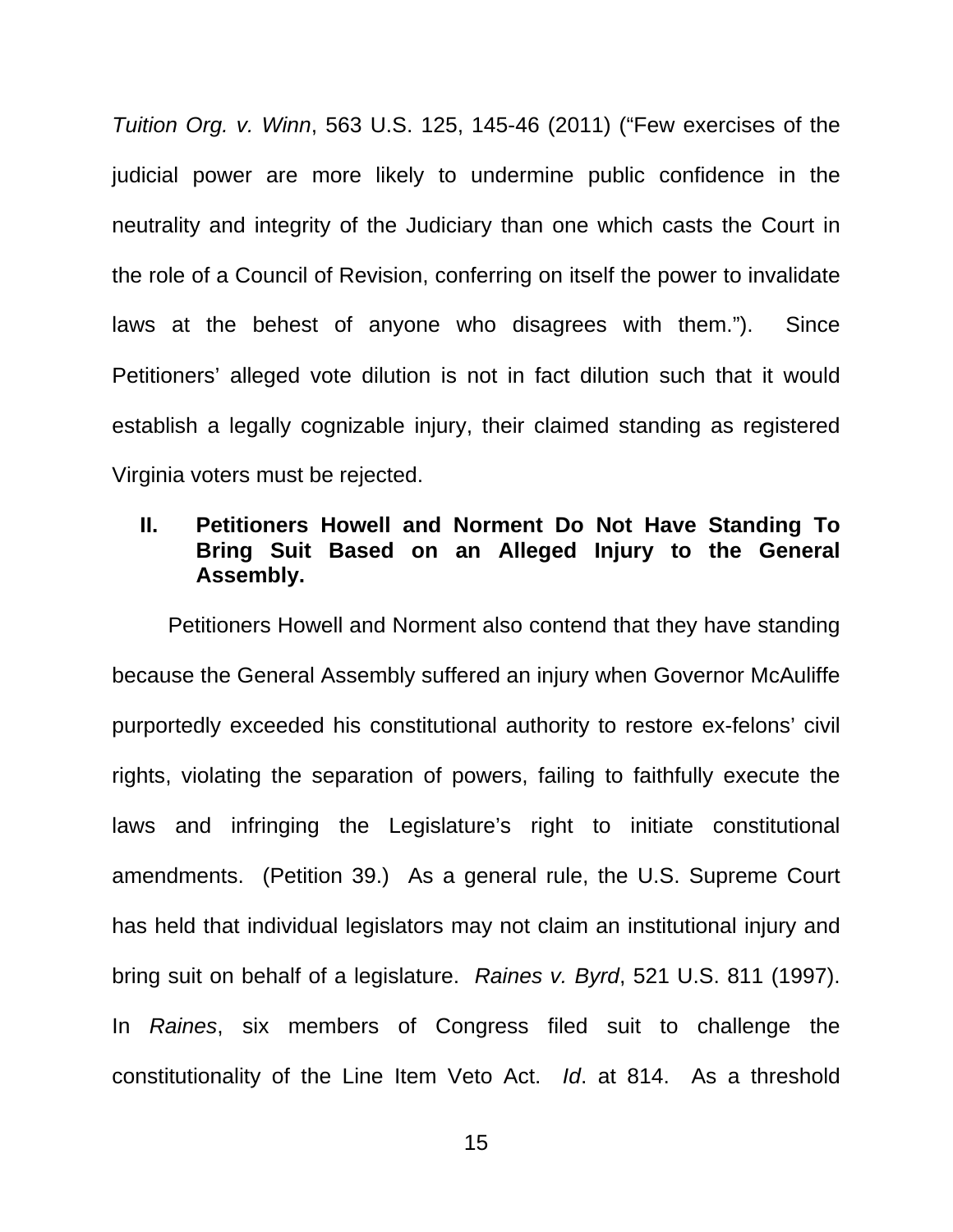*Tuition Org. v. Winn*, 563 U.S. 125, 145-46 (2011) ("Few exercises of the judicial power are more likely to undermine public confidence in the neutrality and integrity of the Judiciary than one which casts the Court in the role of a Council of Revision, conferring on itself the power to invalidate laws at the behest of anyone who disagrees with them."). Since Petitioners' alleged vote dilution is not in fact dilution such that it would establish a legally cognizable injury, their claimed standing as registered Virginia voters must be rejected.

## II. Petitioners Howell and Norment Do Not Have Standing To Bring Suit Based on an Alleged Injury to the General Assembly.

Petitioners Howell and Norment also contend that they have standing because the General Assembly suffered an injury when Governor McAuliffe purportedly exceeded his constitutional authority to restore ex-felons' civil rights, violating the separation of powers, failing to faithfully execute the laws and infringing the Legislature's right to initiate constitutional amendments. (Petition 39.) As a general rule, the U.S. Supreme Court has held that individual legislators may not claim an institutional injury and bring suit on behalf of a legislature. *Raines v. Byrd*, 521 U.S. 811 (1997). In *Raines*, six members of Congress filed suit to challenge the constitutionality of the Line Item Veto Act. *Id*. at 814. As a threshold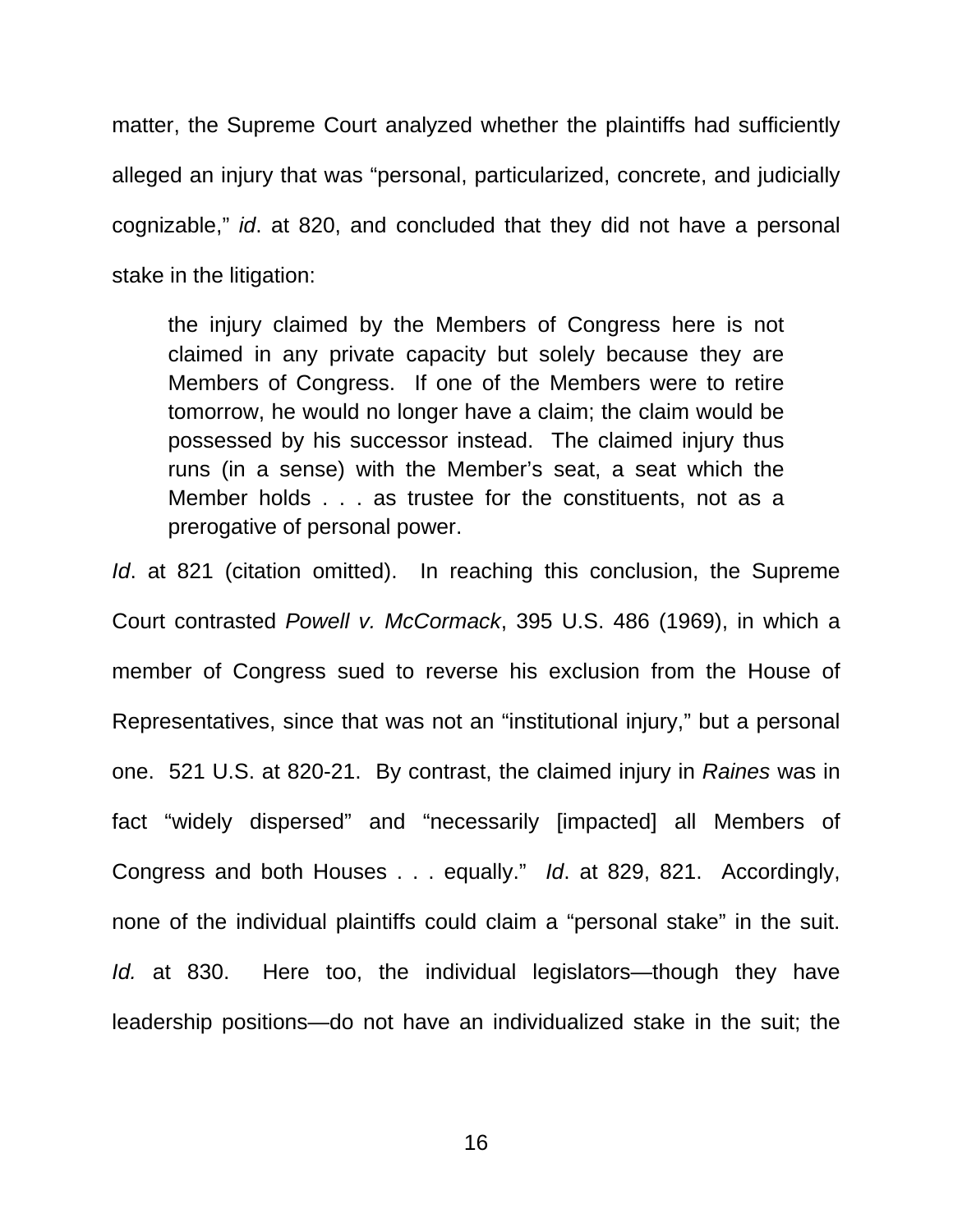matter, the Supreme Court analyzed whether the plaintiffs had sufficiently alleged an injury that was "personal, particularized, concrete, and judicially cognizable," *id*. at 820, and concluded that they did not have a personal stake in the litigation:

> the injury claimed by the Members of Congress here is not claimed in any private capacity but solely because they are Members of Congress. If one of the Members were to retire tomorrow, he would no longer have a claim; the claim would be possessed by his successor instead. The claimed injury thus runs (in a sense) with the Member's seat, a seat which the Member holds . . . as trustee for the constituents, not as a prerogative of personal power.

*Id*. at 821 (citation omitted). In reaching this conclusion, the Supreme Court contrasted *Powell v. McCormack*, 395 U.S. 486 (1969), in which a member of Congress sued to reverse his exclusion from the House of Representatives, since that was not an "institutional injury," but a personal one. 521 U.S. at 820-21. By contrast, the claimed injury in *Raines* was in fact "widely dispersed" and "necessarily [impacted] all Members of Congress and both Houses . . . equally." *Id*. at 829, 821. Accordingly, none of the individual plaintiffs could claim a "personal stake" in the suit. *Id.* at 830. Here too, the individual legislators—though they have leadership positions—do not have an individualized stake in the suit; the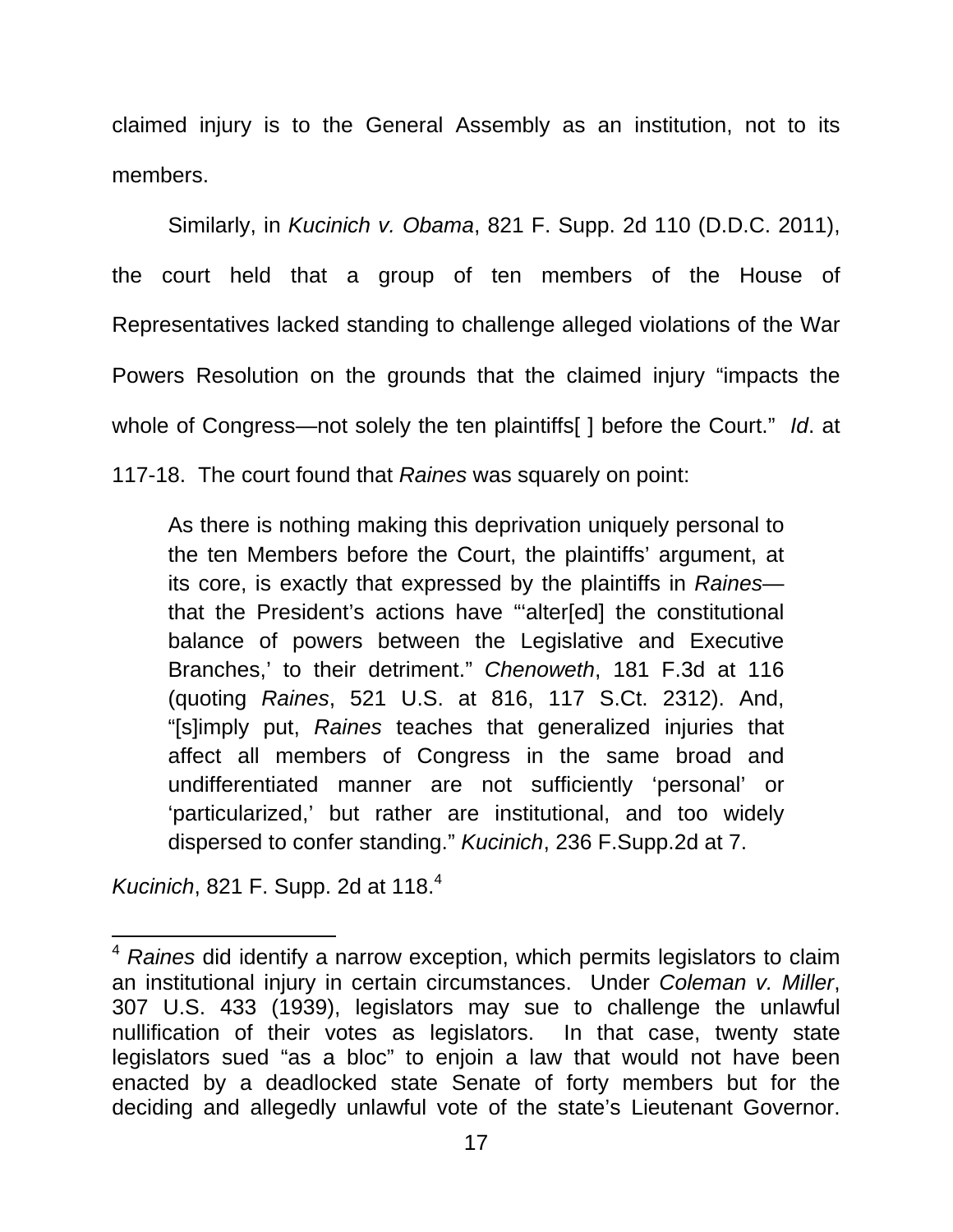claimed injury is to the General Assembly as an institution, not to its members.

Similarly, in *Kucinich v. Obama*, 821 F. Supp. 2d 110 (D.D.C. 2011), the court held that a group of ten members of the House of Representatives lacked standing to challenge alleged violations of the War Powers Resolution on the grounds that the claimed injury "impacts the whole of Congress—not solely the ten plaintiffs[ ] before the Court." *Id*. at 117-18. The court found that *Raines* was squarely on point:

> As there is nothing making this deprivation uniquely personal to the ten Members before the Court, the plaintiffs' argument, at its core, is exactly that expressed by the plaintiffs in *Raines*—that the President's actions have "'alter[ed] the constitutional balance of powers between the Legislative and Executive Branches,' to their detriment." *Chenoweth*, 181 F.3d at 116 (quoting *Raines*, 521 U.S. at 816, 117 S.Ct. 2312). And, "[s]imply put, *Raines* teaches that generalized injuries that affect all members of Congress in the same broad and undifferentiated manner are not sufficiently 'personal' or 'particularized,' but rather are institutional, and too widely dispersed to confer standing." *Kucinich*, 236 F.Supp.2d at 7.

*Kucinich*, 821 F. Supp. 2d at 118.[4]

[4] *Raines* did identify a narrow exception, which permits legislators to claim an institutional injury in certain circumstances. Under *Coleman v. Miller*, 307 U.S. 433 (1939), legislators may sue to challenge the unlawful nullification of their votes as legislators. In that case, twenty state legislators sued "as a bloc" to enjoin a law that would not have been enacted by a deadlocked state Senate of forty members but for the deciding and allegedly unlawful vote of the state's Lieutenant Governor.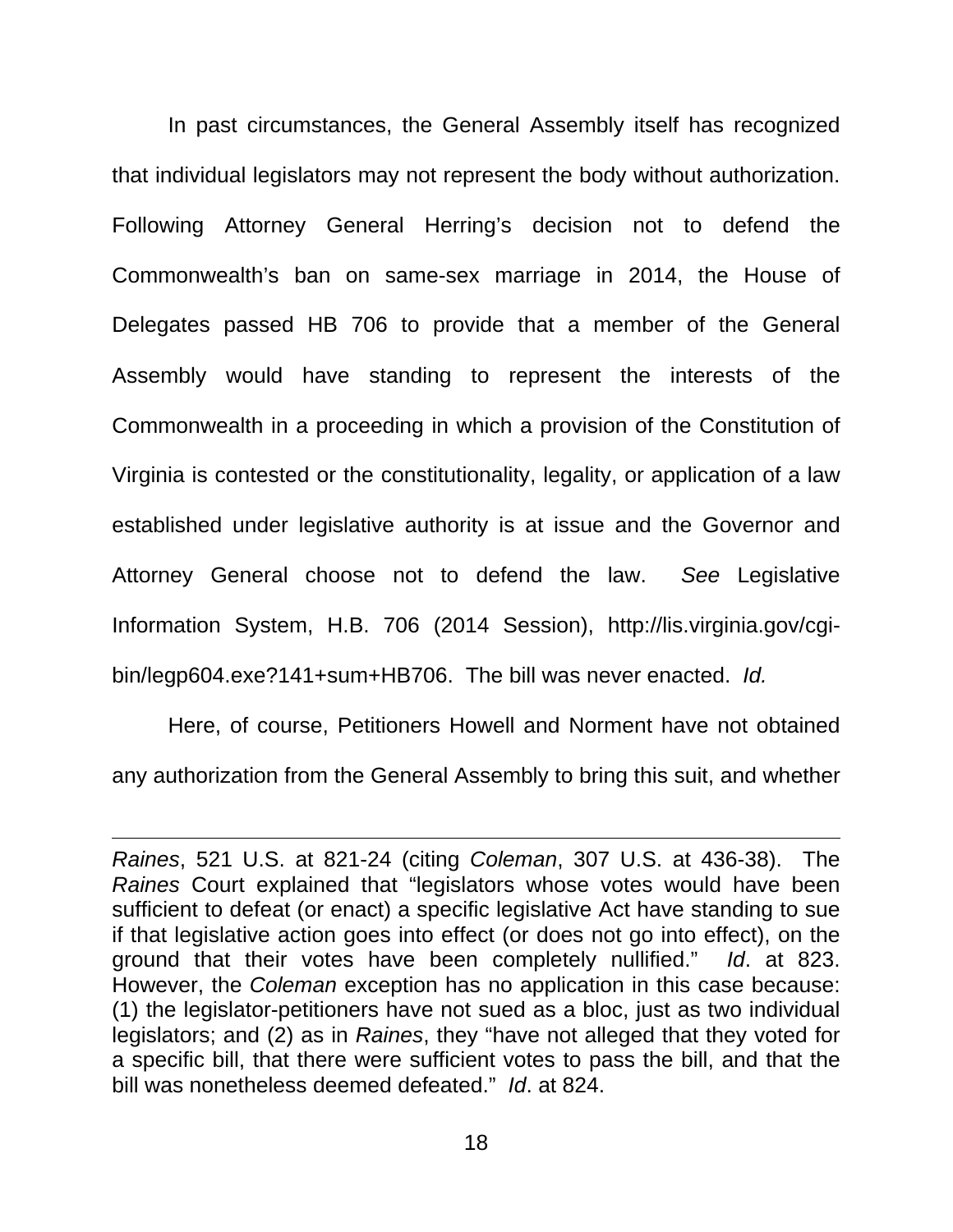In past circumstances, the General Assembly itself has recognized that individual legislators may not represent the body without authorization. Following Attorney General Herring's decision not to defend the Commonwealth's ban on same-sex marriage in 2014, the House of Delegates passed HB 706 to provide that a member of the General Assembly would have standing to represent the interests of the Commonwealth in a proceeding in which a provision of the Constitution of Virginia is contested or the constitutionality, legality, or application of a law established under legislative authority is at issue and the Governor and Attorney General choose not to defend the law. *See* Legislative Information System, H.B. 706 (2014 Session), http://lis.virginia.gov/cgi-bin/legp604.exe?141+sum+HB706. The bill was never enacted. *Id.*

Here, of course, Petitioners Howell and Norment have not obtained any authorization from the General Assembly to bring this suit, and whether

---

*Raines*, 521 U.S. at 821-24 (citing *Coleman*, 307 U.S. at 436-38). The *Raines* Court explained that "legislators whose votes would have been sufficient to defeat (or enact) a specific legislative Act have standing to sue if that legislative action goes into effect (or does not go into effect), on the ground that their votes have been completely nullified." *Id*. at 823. However, the *Coleman* exception has no application in this case because: (1) the legislator-petitioners have not sued as a bloc, just as two individual legislators; and (2) as in *Raines*, they "have not alleged that they voted for a specific bill, that there were sufficient votes to pass the bill, and that the bill was nonetheless deemed defeated." *Id*. at 824.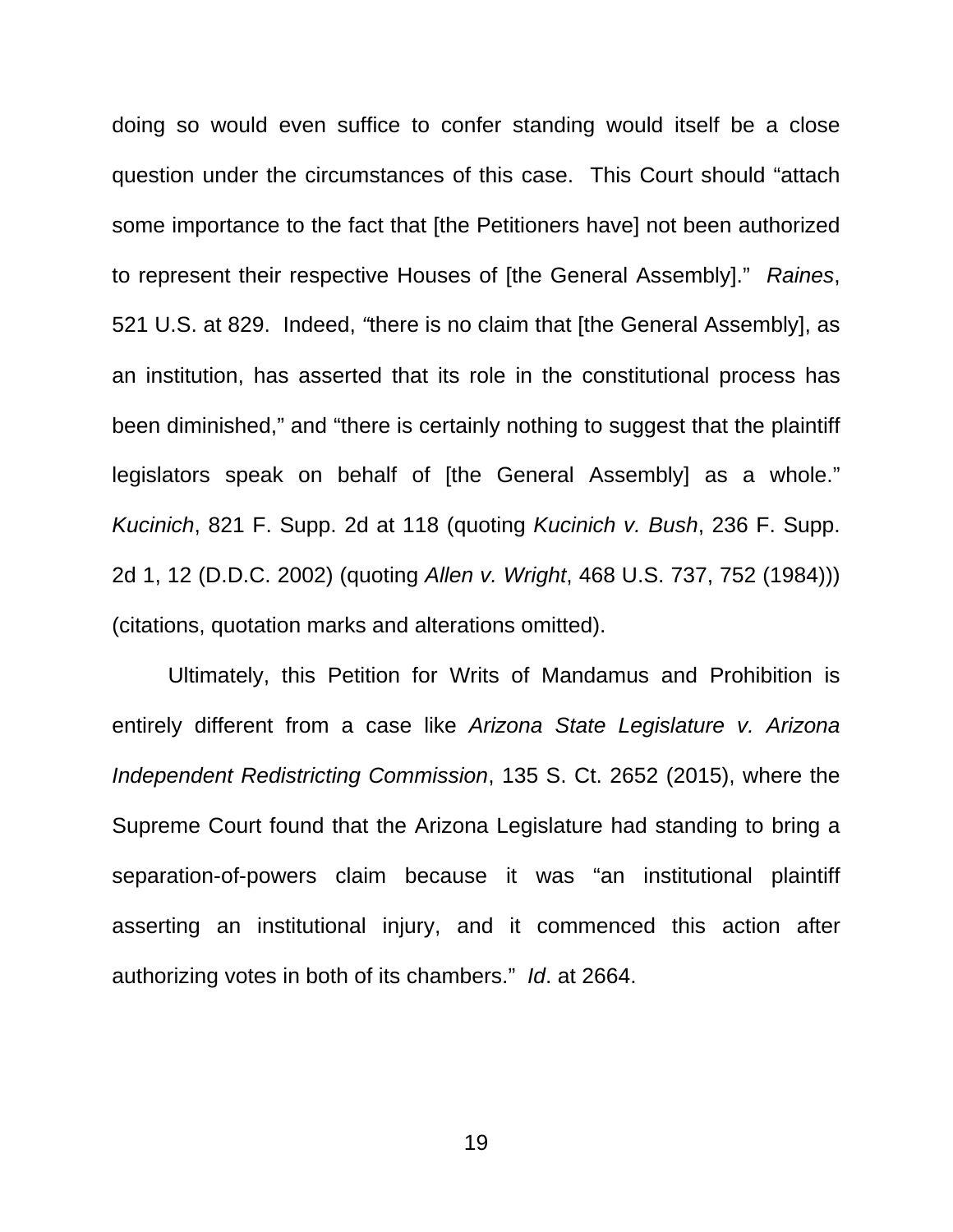doing so would even suffice to confer standing would itself be a close question under the circumstances of this case. This Court should "attach some importance to the fact that [the Petitioners have] not been authorized to represent their respective Houses of [the General Assembly]." *Raines*, 521 U.S. at 829. Indeed, "there is no claim that [the General Assembly], as an institution, has asserted that its role in the constitutional process has been diminished," and "there is certainly nothing to suggest that the plaintiff legislators speak on behalf of [the General Assembly] as a whole." *Kucinich*, 821 F. Supp. 2d at 118 (quoting *Kucinich v. Bush*, 236 F. Supp. 2d 1, 12 (D.D.C. 2002) (quoting *Allen v. Wright*, 468 U.S. 737, 752 (1984))) (citations, quotation marks and alterations omitted).

Ultimately, this Petition for Writs of Mandamus and Prohibition is entirely different from a case like *Arizona State Legislature v. Arizona Independent Redistricting Commission*, 135 S. Ct. 2652 (2015), where the Supreme Court found that the Arizona Legislature had standing to bring a separation-of-powers claim because it was "an institutional plaintiff asserting an institutional injury, and it commenced this action after authorizing votes in both of its chambers." *Id*. at 2664.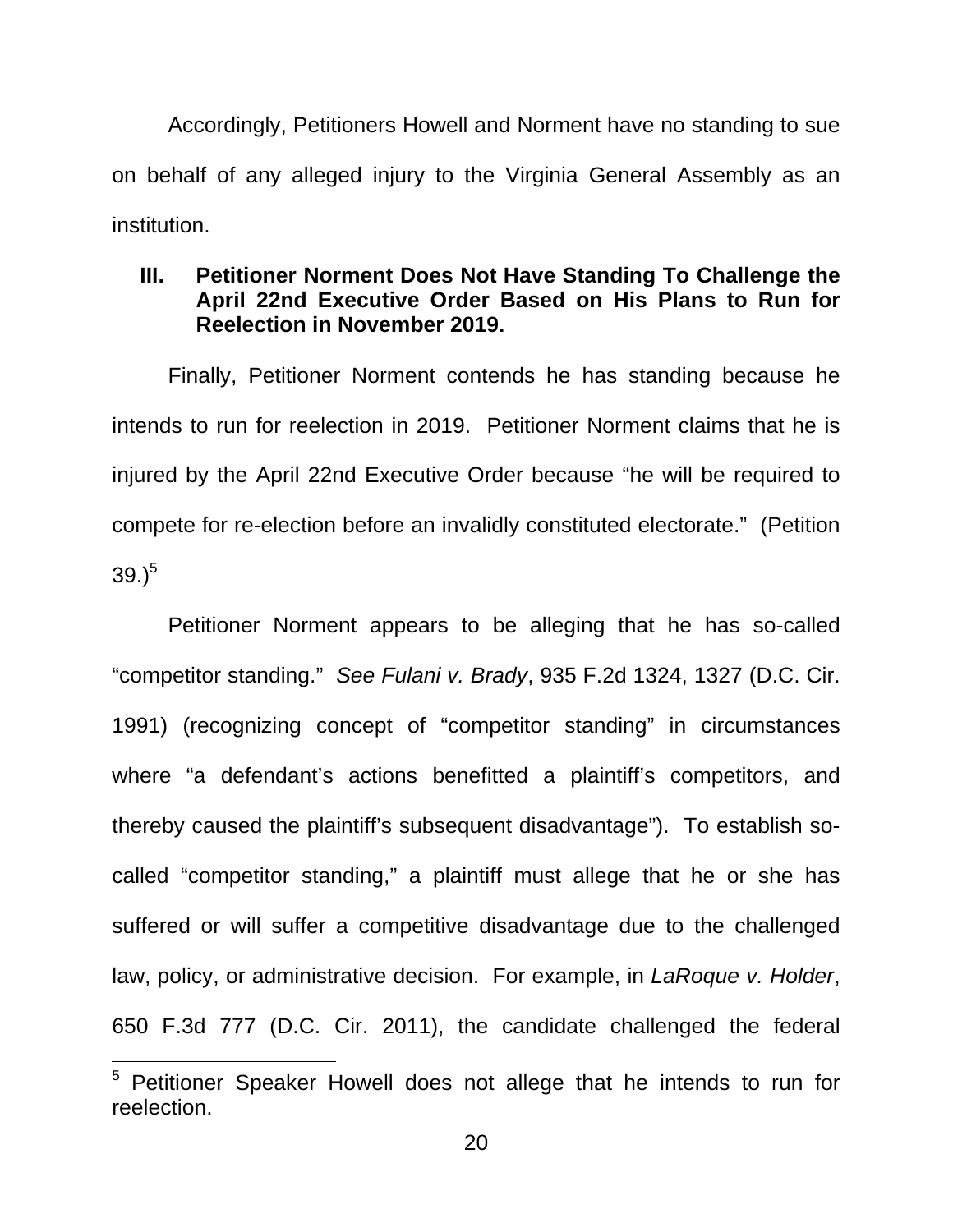Accordingly, Petitioners Howell and Norment have no standing to sue on behalf of any alleged injury to the Virginia General Assembly as an institution.

## III. Petitioner Norment Does Not Have Standing To Challenge the April 22nd Executive Order Based on His Plans to Run for Reelection in November 2019.

Finally, Petitioner Norment contends he has standing because he intends to run for reelection in 2019. Petitioner Norment claims that he is injured by the April 22nd Executive Order because "he will be required to compete for re-election before an invalidly constituted electorate." (Petition 39.)[5]

Petitioner Norment appears to be alleging that he has so-called "competitor standing." *See Fulani v. Brady*, 935 F.2d 1324, 1327 (D.C. Cir. 1991) (recognizing concept of "competitor standing" in circumstances where "a defendant's actions benefitted a plaintiff's competitors, and thereby caused the plaintiff's subsequent disadvantage"). To establish so-called "competitor standing," a plaintiff must allege that he or she has suffered or will suffer a competitive disadvantage due to the challenged law, policy, or administrative decision. For example, in *LaRoque v. Holder*, 650 F.3d 777 (D.C. Cir. 2011), the candidate challenged the federal

[5] Petitioner Speaker Howell does not allege that he intends to run for reelection.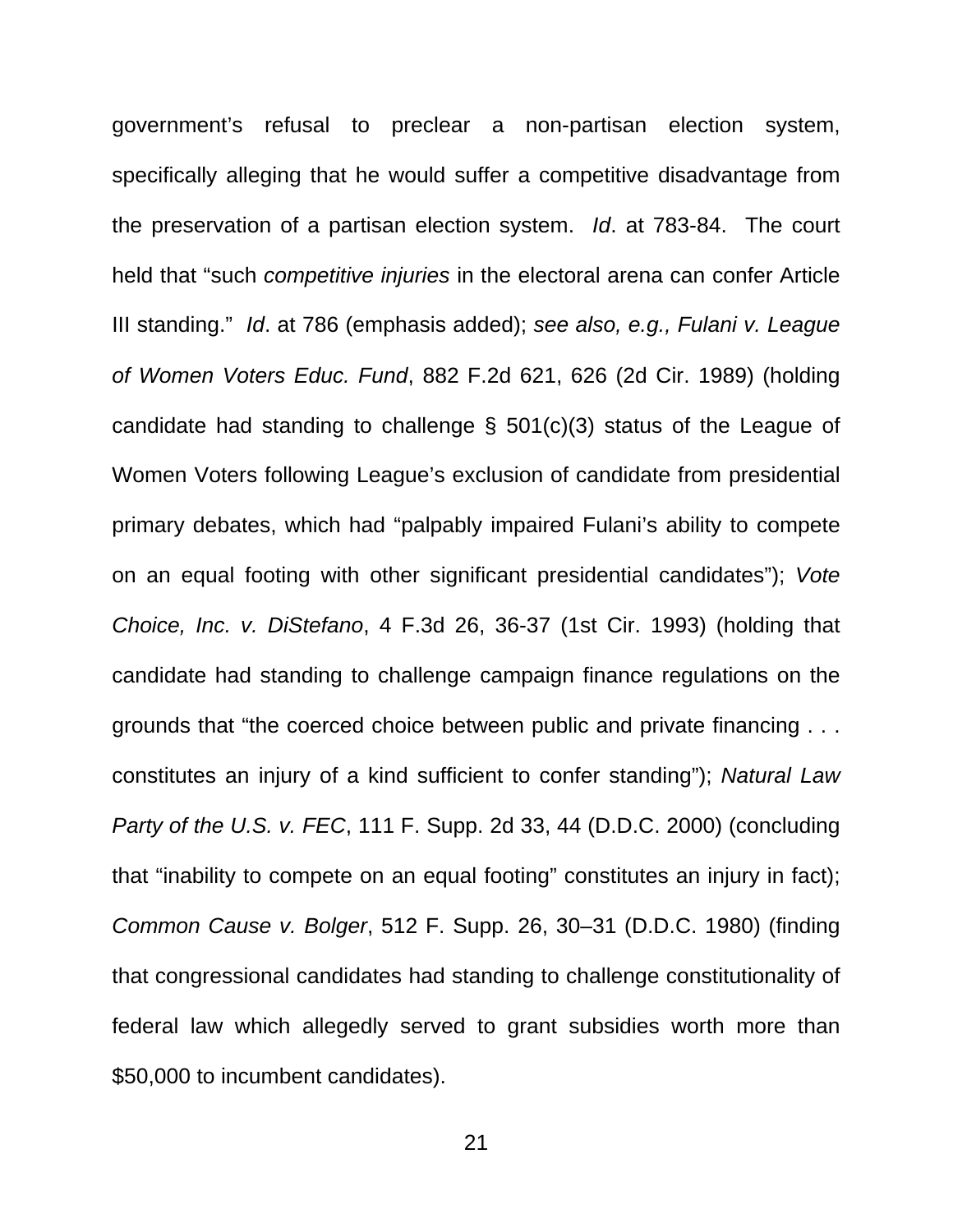government's refusal to preclear a non-partisan election system, specifically alleging that he would suffer a competitive disadvantage from the preservation of a partisan election system. *Id*. at 783-84. The court held that "such *competitive injuries* in the electoral arena can confer Article III standing." *Id*. at 786 (emphasis added); *see also, e.g., Fulani v. League of Women Voters Educ. Fund*, 882 F.2d 621, 626 (2d Cir. 1989) (holding candidate had standing to challenge § 501(c)(3) status of the League of Women Voters following League's exclusion of candidate from presidential primary debates, which had "palpably impaired Fulani's ability to compete on an equal footing with other significant presidential candidates"); *Vote Choice, Inc. v. DiStefano*, 4 F.3d 26, 36-37 (1st Cir. 1993) (holding that candidate had standing to challenge campaign finance regulations on the grounds that "the coerced choice between public and private financing . . . constitutes an injury of a kind sufficient to confer standing"); *Natural Law Party of the U.S. v. FEC*, 111 F. Supp. 2d 33, 44 (D.D.C. 2000) (concluding that "inability to compete on an equal footing" constitutes an injury in fact); *Common Cause v. Bolger*, 512 F. Supp. 26, 30–31 (D.D.C. 1980) (finding that congressional candidates had standing to challenge constitutionality of federal law which allegedly served to grant subsidies worth more than $50,000 to incumbent candidates).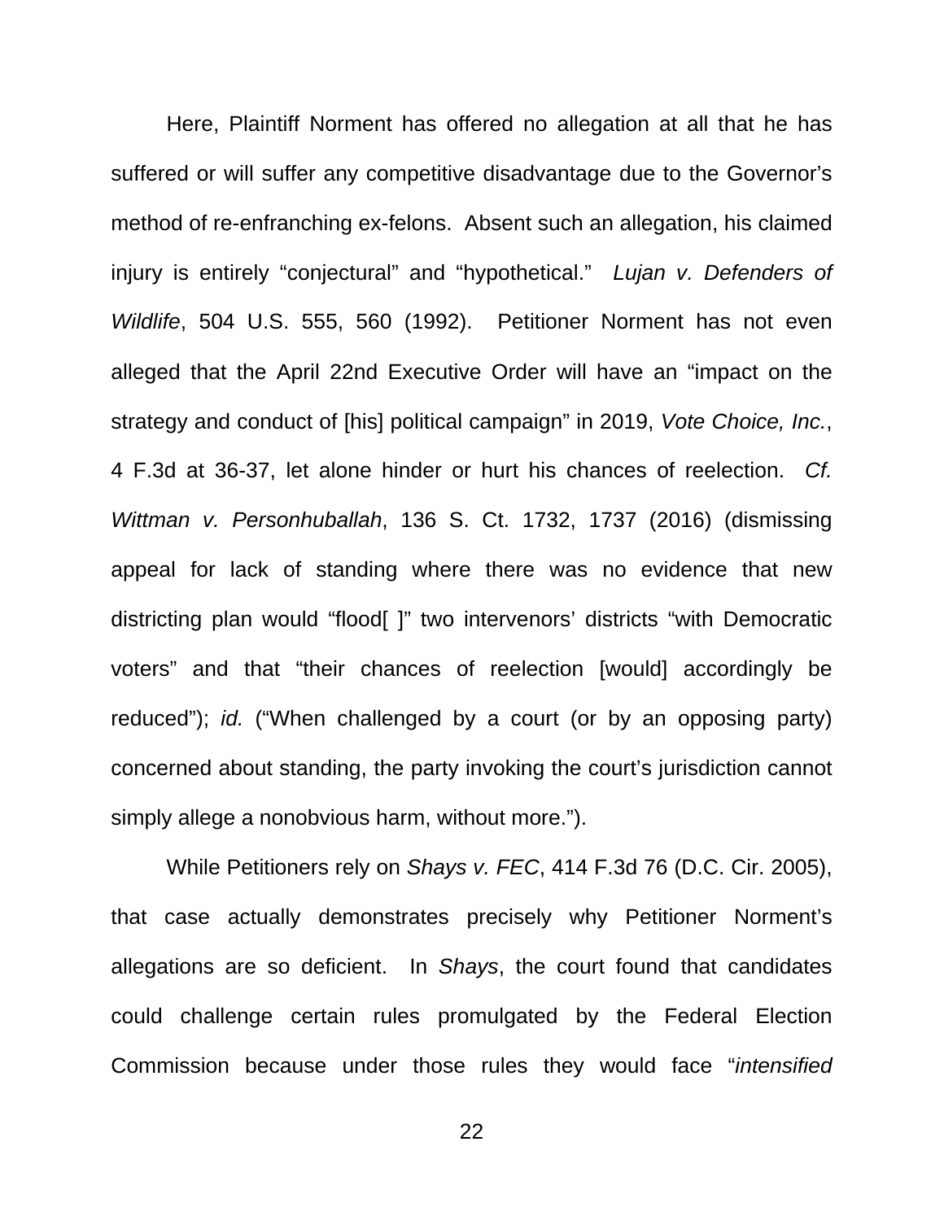Here, Plaintiff Norment has offered no allegation at all that he has suffered or will suffer any competitive disadvantage due to the Governor's method of re-enfranching ex-felons. Absent such an allegation, his claimed injury is entirely "conjectural" and "hypothetical." *Lujan v. Defenders of Wildlife*, 504 U.S. 555, 560 (1992). Petitioner Norment has not even alleged that the April 22nd Executive Order will have an "impact on the strategy and conduct of [his] political campaign" in 2019, *Vote Choice, Inc.*, 4 F.3d at 36-37, let alone hinder or hurt his chances of reelection. *Cf. Wittman v. Personhuballah*, 136 S. Ct. 1732, 1737 (2016) (dismissing appeal for lack of standing where there was no evidence that new districting plan would "flood[ ]" two intervenors' districts "with Democratic voters" and that "their chances of reelection [would] accordingly be reduced"); *id.* ("When challenged by a court (or by an opposing party) concerned about standing, the party invoking the court's jurisdiction cannot simply allege a nonobvious harm, without more.").

While Petitioners rely on *Shays v. FEC*, 414 F.3d 76 (D.C. Cir. 2005), that case actually demonstrates precisely why Petitioner Norment's allegations are so deficient. In *Shays*, the court found that candidates could challenge certain rules promulgated by the Federal Election Commission because under those rules they would face "*intensified*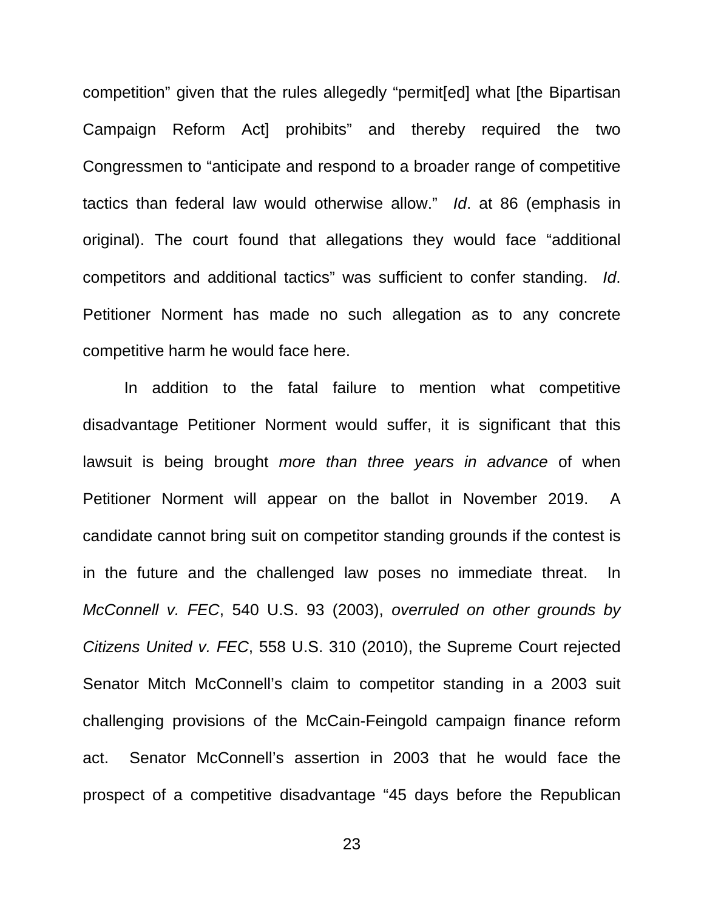competition" given that the rules allegedly "permit[ed] what [the Bipartisan Campaign Reform Act] prohibits" and thereby required the two Congressmen to "anticipate and respond to a broader range of competitive tactics than federal law would otherwise allow." *Id*. at 86 (emphasis in original). The court found that allegations they would face "additional competitors and additional tactics" was sufficient to confer standing. *Id*. Petitioner Norment has made no such allegation as to any concrete competitive harm he would face here.

In addition to the fatal failure to mention what competitive disadvantage Petitioner Norment would suffer, it is significant that this lawsuit is being brought *more than three years in advance* of when Petitioner Norment will appear on the ballot in November 2019. A candidate cannot bring suit on competitor standing grounds if the contest is in the future and the challenged law poses no immediate threat. In *McConnell v. FEC*, 540 U.S. 93 (2003), *overruled on other grounds by Citizens United v. FEC*, 558 U.S. 310 (2010), the Supreme Court rejected Senator Mitch McConnell's claim to competitor standing in a 2003 suit challenging provisions of the McCain-Feingold campaign finance reform act. Senator McConnell's assertion in 2003 that he would face the prospect of a competitive disadvantage "45 days before the Republican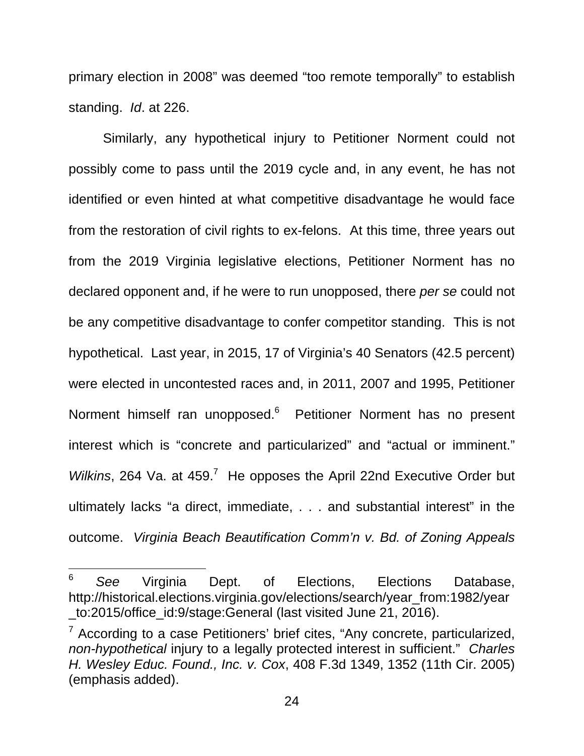primary election in 2008" was deemed "too remote temporally" to establish standing. *Id*. at 226.

Similarly, any hypothetical injury to Petitioner Norment could not possibly come to pass until the 2019 cycle and, in any event, he has not identified or even hinted at what competitive disadvantage he would face from the restoration of civil rights to ex-felons. At this time, three years out from the 2019 Virginia legislative elections, Petitioner Norment has no declared opponent and, if he were to run unopposed, there *per se* could not be any competitive disadvantage to confer competitor standing. This is not hypothetical. Last year, in 2015, 17 of Virginia's 40 Senators (42.5 percent) were elected in uncontested races and, in 2011, 2007 and 1995, Petitioner Norment himself ran unopposed.[6] Petitioner Norment has no present interest which is "concrete and particularized" and "actual or imminent." *Wilkins*, 264 Va. at 459.[7] He opposes the April 22nd Executive Order but ultimately lacks "a direct, immediate, . . . and substantial interest" in the outcome. *Virginia Beach Beautification Comm'n v. Bd. of Zoning Appeals*

---

[6] *See* Virginia Dept. of Elections, Elections Database, http://historical.elections.virginia.gov/elections/search/year_from:1982/year_to:2015/office_id:9/stage:General (last visited June 21, 2016).

[7] According to a case Petitioners' brief cites, "Any concrete, particularized, *non-hypothetical* injury to a legally protected interest in sufficient." *Charles H. Wesley Educ. Found., Inc. v. Cox*, 408 F.3d 1349, 1352 (11th Cir. 2005) (emphasis added).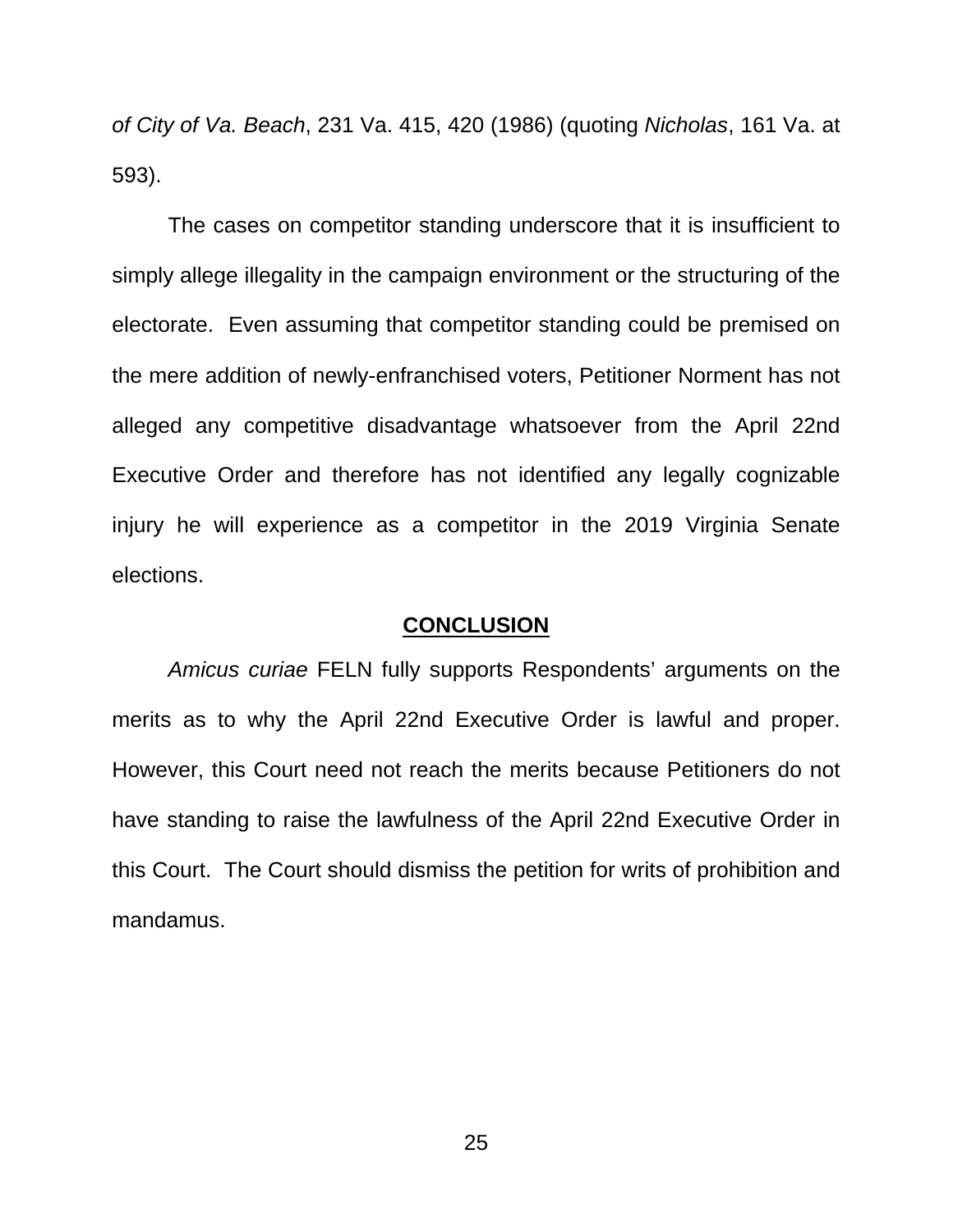*of City of Va. Beach*, 231 Va. 415, 420 (1986) (quoting *Nicholas*, 161 Va. at 593).

The cases on competitor standing underscore that it is insufficient to simply allege illegality in the campaign environment or the structuring of the electorate. Even assuming that competitor standing could be premised on the mere addition of newly-enfranchised voters, Petitioner Norment has not alleged any competitive disadvantage whatsoever from the April 22nd Executive Order and therefore has not identified any legally cognizable injury he will experience as a competitor in the 2019 Virginia Senate elections.

## CONCLUSION

*Amicus curiae* FELN fully supports Respondents' arguments on the merits as to why the April 22nd Executive Order is lawful and proper. However, this Court need not reach the merits because Petitioners do not have standing to raise the lawfulness of the April 22nd Executive Order in this Court. The Court should dismiss the petition for writs of prohibition and mandamus.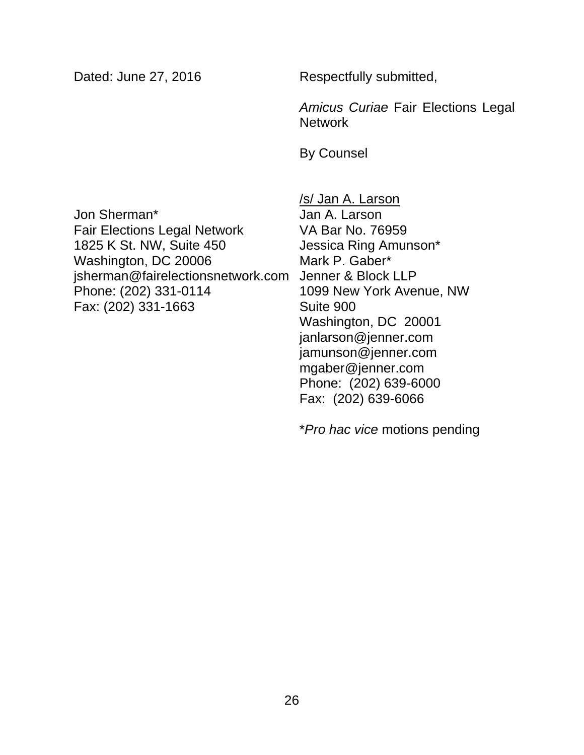Dated: June 27, 2016

Respectfully submitted,

*Amicus Curiae* Fair Elections Legal Network

By Counsel

/s/ Jan A. Larson
Jan A. Larson
VA Bar No. 76959
Jessica Ring Amunson*
Mark P. Gaber*
Jenner & Block LLP
1099 New York Avenue, NW
Suite 900
Washington, DC 20001
janlarson@jenner.com
jamunson@jenner.com
mgaber@jenner.com
Phone: (202) 639-6000
Fax: (202) 639-6066

Jon Sherman*
Fair Elections Legal Network
1825 K St. NW, Suite 450
Washington, DC 20006
jsherman@fairelectionsnetwork.com
Phone: (202) 331-0114
Fax: (202) 331-1663

**Pro hac vice* motions pending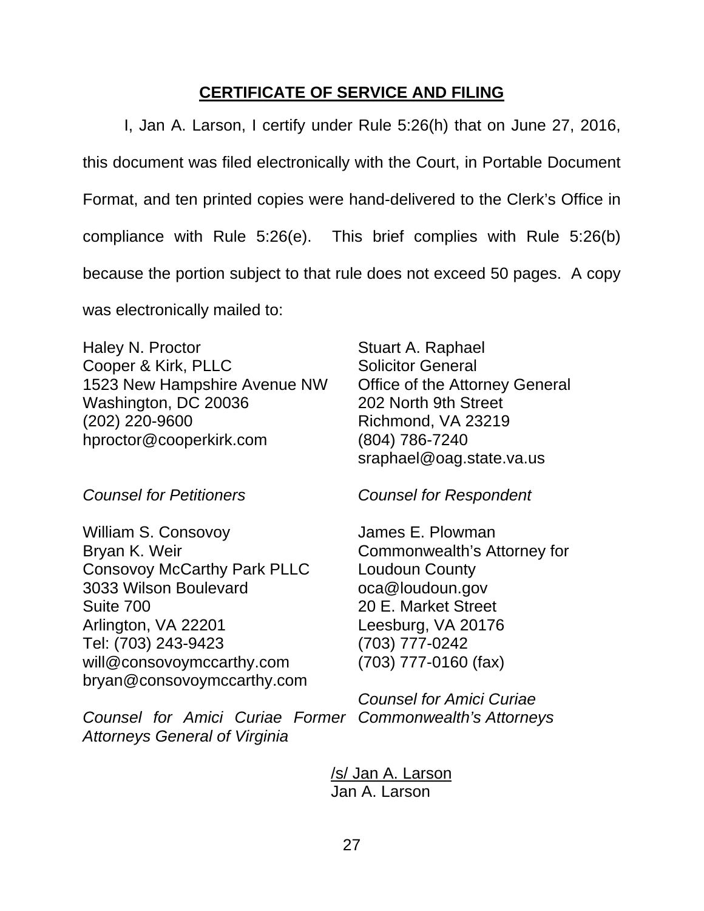## **CERTIFICATE OF SERVICE AND FILING**

I, Jan A. Larson, I certify under Rule 5:26(h) that on June 27, 2016, this document was filed electronically with the Court, in Portable Document Format, and ten printed copies were hand-delivered to the Clerk's Office in compliance with Rule 5:26(e). This brief complies with Rule 5:26(b) because the portion subject to that rule does not exceed 50 pages. A copy was electronically mailed to:

Haley N. Proctor
Cooper & Kirk, PLLC
1523 New Hampshire Avenue NW
Washington, DC 20036
(202) 220-9600
hproctor@cooperkirk.com

*Counsel for Petitioners*

Stuart A. Raphael
Solicitor General
Office of the Attorney General
202 North 9th Street
Richmond, VA 23219
(804) 786-7240
sraphael@oag.state.va.us

*Counsel for Respondent*

William S. Consovoy
Bryan K. Weir
Consovoy McCarthy Park PLLC
3033 Wilson Boulevard
Suite 700
Arlington, VA 22201
Tel: (703) 243-9423
will@consovoymccarthy.com
bryan@consovoymccarthy.com

*Counsel for Amici Curiae Former Attorneys General of Virginia*

James E. Plowman
Commonwealth's Attorney for Loudoun County
oca@loudoun.gov
20 E. Market Street
Leesburg, VA 20176
(703) 777-0242
(703) 777-0160 (fax)

*Counsel for Amici Curiae Commonwealth's Attorneys*

/s/ Jan A. Larson
Jan A. Larson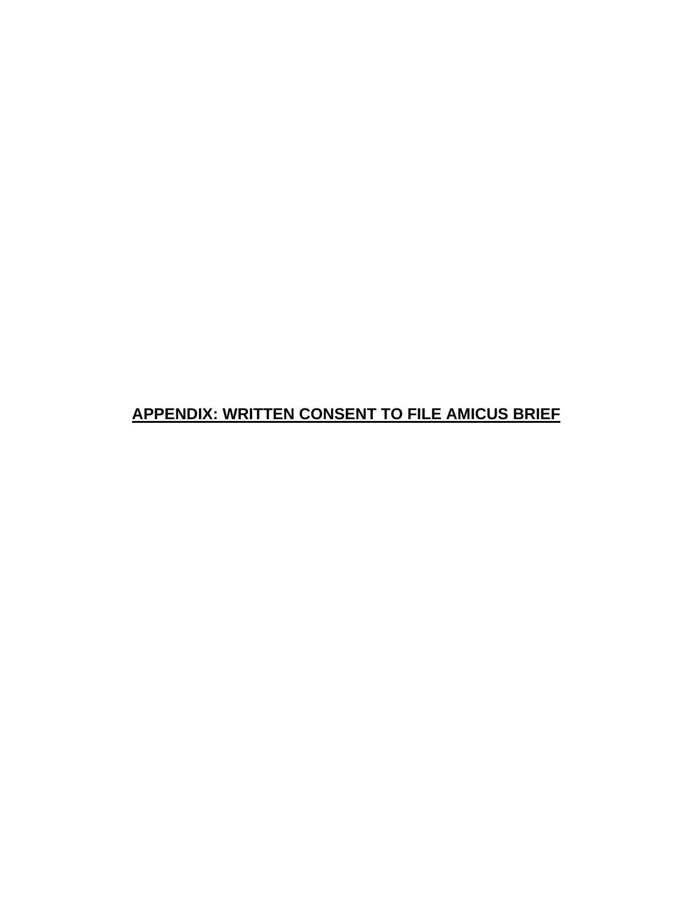# **APPENDIX: WRITTEN CONSENT TO FILE AMICUS BRIEF**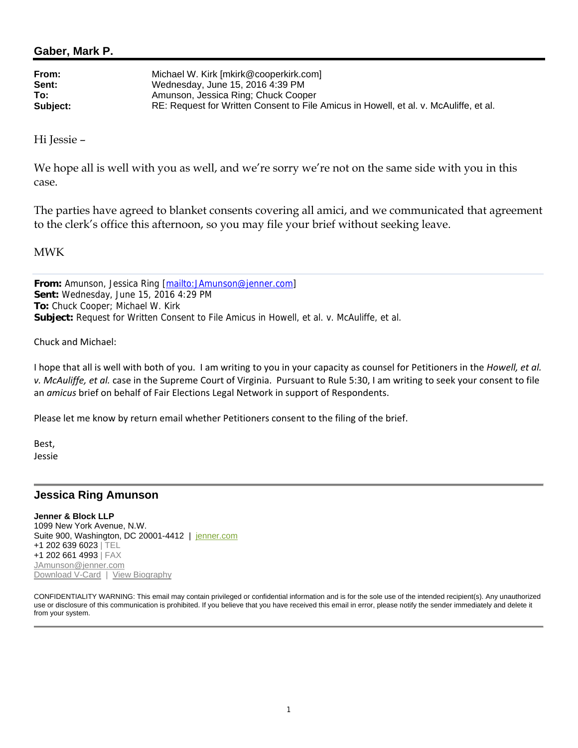## Gaber, Mark P.

| | |
|---|---|
| **From:** | Michael W. Kirk [mkirk@cooperkirk.com] |
| **Sent:** | Wednesday, June 15, 2016 4:39 PM |
| **To:** | Amunson, Jessica Ring; Chuck Cooper |
| **Subject:** | RE: Request for Written Consent to File Amicus in Howell, et al. v. McAuliffe, et al. |

Hi Jessie –

We hope all is well with you as well, and we're sorry we're not on the same side with you in this case.

The parties have agreed to blanket consents covering all amici, and we communicated that agreement to the clerk's office this afternoon, so you may file your brief without seeking leave.

MWK

---

**From:** Amunson, Jessica Ring [mailto:JAmunson@jenner.com]
**Sent:** Wednesday, June 15, 2016 4:29 PM
**To:** Chuck Cooper; Michael W. Kirk
**Subject:** Request for Written Consent to File Amicus in Howell, et al. v. McAuliffe, et al.

Chuck and Michael:

I hope that all is well with both of you. I am writing to you in your capacity as counsel for Petitioners in the *Howell, et al. v. McAuliffe, et al.* case in the Supreme Court of Virginia. Pursuant to Rule 5:30, I am writing to seek your consent to file an *amicus* brief on behalf of Fair Elections Legal Network in support of Respondents.

Please let me know by return email whether Petitioners consent to the filing of the brief.

Best,
Jessie

---

### Jessica Ring Amunson

**Jenner & Block LLP**
1099 New York Avenue, N.W.
Suite 900, Washington, DC 20001-4412 | jenner.com
+1 202 639 6023 | TEL
+1 202 661 4993 | FAX
JAmunson@jenner.com
Download V-Card | View Biography

CONFIDENTIALITY WARNING: This email may contain privileged or confidential information and is for the sole use of the intended recipient(s). Any unauthorized use or disclosure of this communication is prohibited. If you believe that you have received this email in error, please notify the sender immediately and delete it from your system.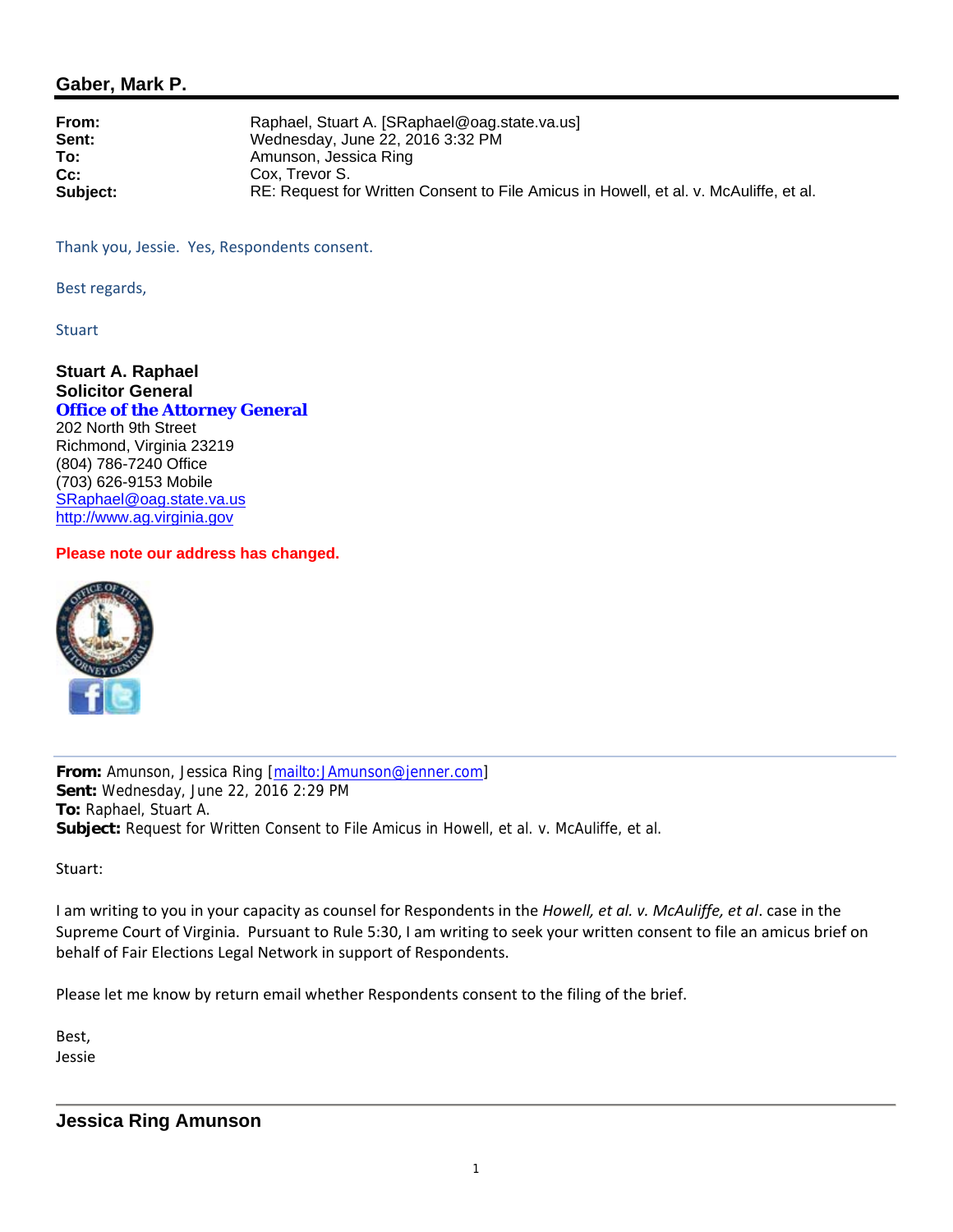## Gaber, Mark P.

| | |
|---|---|
| **From:** | Raphael, Stuart A. [SRaphael@oag.state.va.us] |
| **Sent:** | Wednesday, June 22, 2016 3:32 PM |
| **To:** | Amunson, Jessica Ring |
| **Cc:** | Cox, Trevor S. |
| **Subject:** | RE: Request for Written Consent to File Amicus in Howell, et al. v. McAuliffe, et al. |

Thank you, Jessie. Yes, Respondents consent.

Best regards,

Stuart

**Stuart A. Raphael**
**Solicitor General**
**Office of the Attorney General**
202 North 9th Street
Richmond, Virginia 23219
(804) 786-7240 Office
(703) 626-9153 Mobile
SRaphael@oag.state.va.us
http://www.ag.virginia.gov

**Please note our address has changed.**

---

**From:** Amunson, Jessica Ring [mailto:JAmunson@jenner.com]
**Sent:** Wednesday, June 22, 2016 2:29 PM
**To:** Raphael, Stuart A.
**Subject:** Request for Written Consent to File Amicus in Howell, et al. v. McAuliffe, et al.

Stuart:

I am writing to you in your capacity as counsel for Respondents in the *Howell, et al. v. McAuliffe, et al*. case in the Supreme Court of Virginia. Pursuant to Rule 5:30, I am writing to seek your written consent to file an amicus brief on behalf of Fair Elections Legal Network in support of Respondents.

Please let me know by return email whether Respondents consent to the filing of the brief.

Best,
Jessie

---

**Jessica Ring Amunson**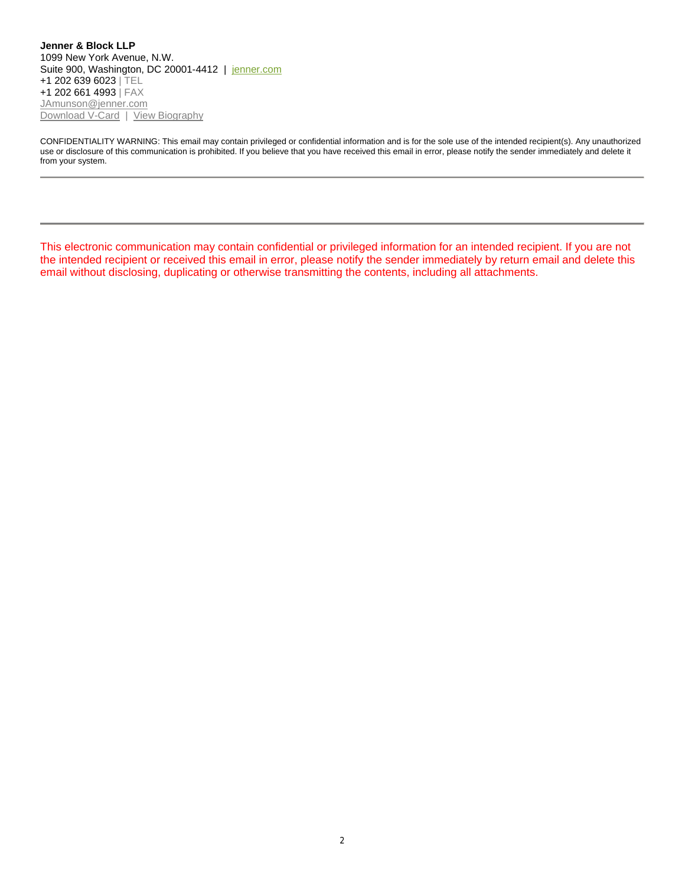**Jenner & Block LLP**
1099 New York Avenue, N.W.
Suite 900, Washington, DC 20001-4412 | jenner.com
+1 202 639 6023 | TEL
+1 202 661 4993 | FAX
JAmunson@jenner.com
Download V-Card | View Biography

CONFIDENTIALITY WARNING: This email may contain privileged or confidential information and is for the sole use of the intended recipient(s). Any unauthorized use or disclosure of this communication is prohibited. If you believe that you have received this email in error, please notify the sender immediately and delete it from your system.

---

---

This electronic communication may contain confidential or privileged information for an intended recipient. If you are not the intended recipient or received this email in error, please notify the sender immediately by return email and delete this email without disclosing, duplicating or otherwise transmitting the contents, including all attachments.